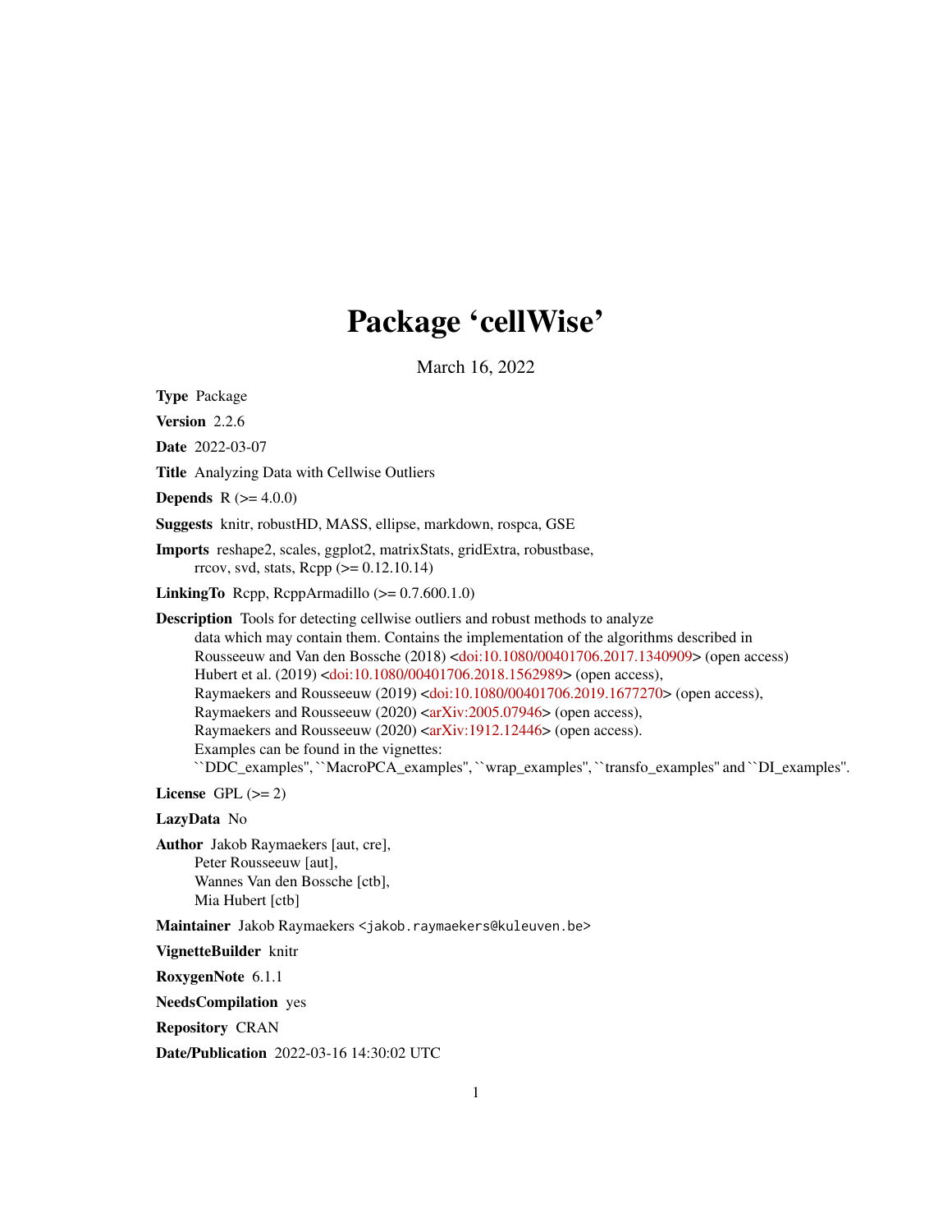# Package 'cellWise'

March 16, 2022

**Type** Package

**Version** 2.2.6

**Date** 2022-03-07

**Title** Analyzing Data with Cellwise Outliers

**Depends** R (>= 4.0.0)

**Suggests** knitr, robustHD, MASS, ellipse, markdown, rospca, GSE

**Imports** reshape2, scales, ggplot2, matrixStats, gridExtra, robustbase, rrcov, svd, stats, Rcpp (>= 0.12.10.14)

**LinkingTo** Rcpp, RcppArmadillo (>= 0.7.600.1.0)

**Description** Tools for detecting cellwise outliers and robust methods to analyze data which may contain them. Contains the implementation of the algorithms described in Rousseeuw and Van den Bossche (2018) <doi:10.1080/00401706.2017.1340909> (open access) Hubert et al. (2019) <doi:10.1080/00401706.2018.1562989> (open access), Raymaekers and Rousseeuw (2019) <doi:10.1080/00401706.2019.1677270> (open access), Raymaekers and Rousseeuw (2020) <arXiv:2005.07946> (open access), Raymaekers and Rousseeuw (2020) <arXiv:1912.12446> (open access). Examples can be found in the vignettes: ``DDC_examples'', ``MacroPCA_examples'', ``wrap_examples'', ``transfo_examples'' and ``DI_examples''.

**License** GPL (>= 2)

**LazyData** No

**Author** Jakob Raymaekers [aut, cre], Peter Rousseeuw [aut], Wannes Van den Bossche [ctb], Mia Hubert [ctb]

**Maintainer** Jakob Raymaekers <jakob.raymaekers@kuleuven.be>

**VignetteBuilder** knitr

**RoxygenNote** 6.1.1

**NeedsCompilation** yes

**Repository** CRAN

**Date/Publication** 2022-03-16 14:30:02 UTC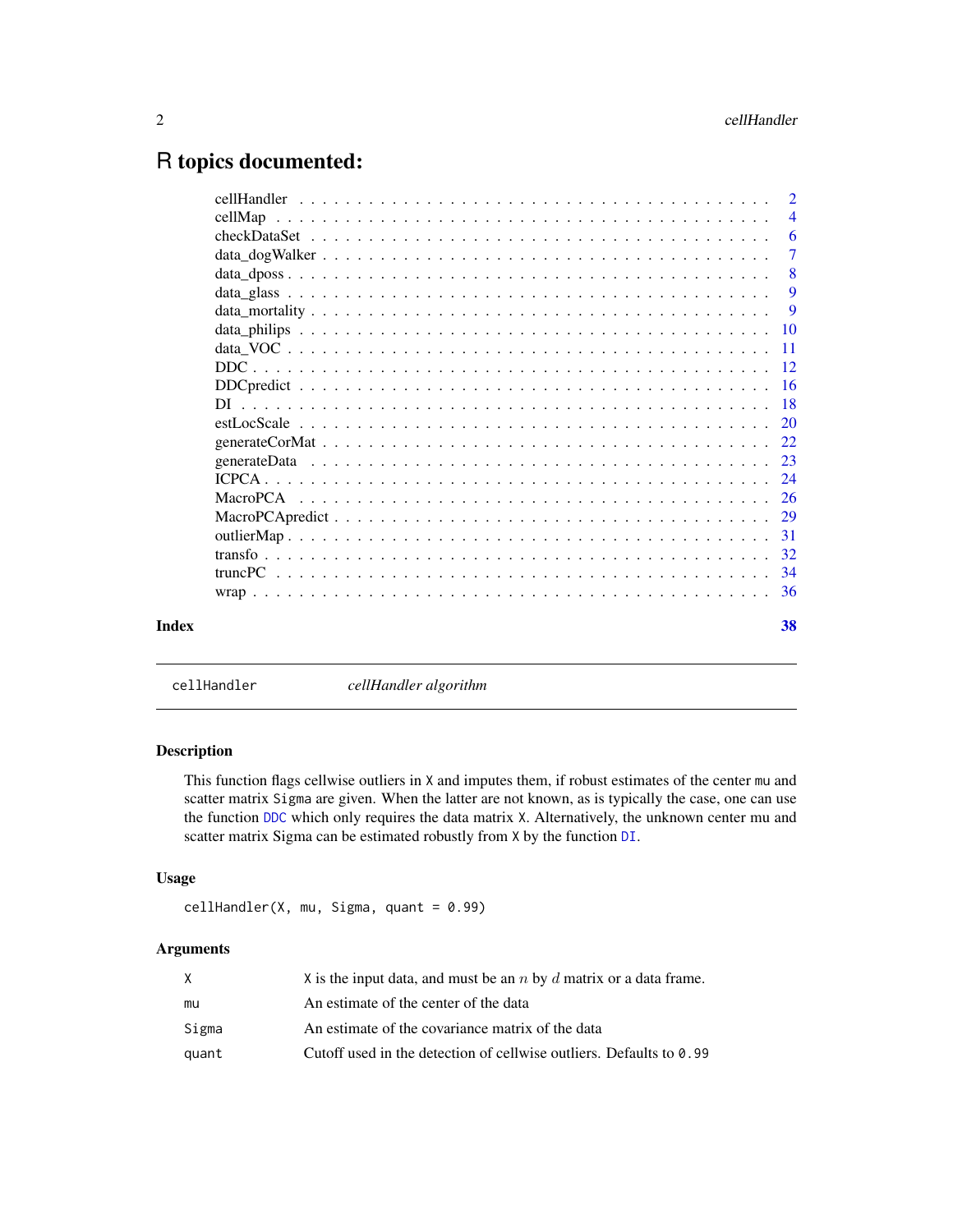# R topics documented:

| | |
|---|---|
| cellHandler | 2 |
| cellMap | 4 |
| checkDataSet | 6 |
| data_dogWalker | 7 |
| data_dposs | 8 |
| data_glass | 9 |
| data_mortality | 9 |
| data_philips | 10 |
| data_VOC | 11 |
| DDC | 12 |
| DDCpredict | 16 |
| DI | 18 |
| estLocScale | 20 |
| generateCorMat | 22 |
| generateData | 23 |
| ICPCA | 24 |
| MacroPCA | 26 |
| MacroPCApredict | 29 |
| outlierMap | 31 |
| transfo | 32 |
| truncPC | 34 |
| wrap | 36 |

**Index** 38

---

`cellHandler` *cellHandler algorithm*

---

### Description

This function flags cellwise outliers in `X` and imputes them, if robust estimates of the center `mu` and scatter matrix `Sigma` are given. When the latter are not known, as is typically the case, one can use the function `DDC` which only requires the data matrix `X`. Alternatively, the unknown center mu and scatter matrix Sigma can be estimated robustly from `X` by the function `DI`.

### Usage

```
cellHandler(X, mu, Sigma, quant = 0.99)
```

### Arguments

| | |
|---|---|
| `X` | `X` is the input data, and must be an $n$ by $d$ matrix or a data frame. |
| `mu` | An estimate of the center of the data |
| `Sigma` | An estimate of the covariance matrix of the data |
| `quant` | Cutoff used in the detection of cellwise outliers. Defaults to `0.99` |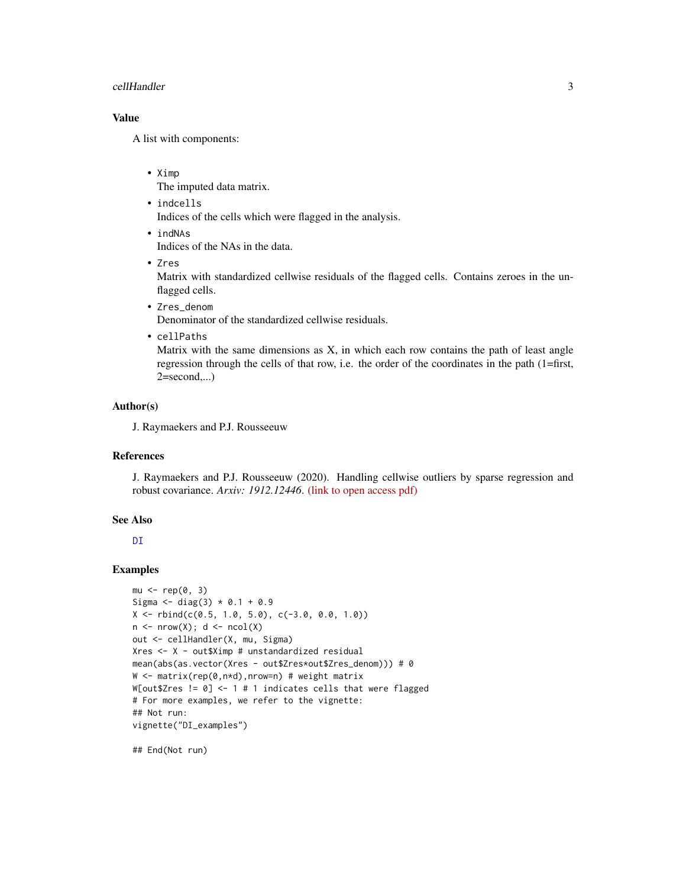## Value

A list with components:

- `Ximp`
  The imputed data matrix.
- `indcells`
  Indices of the cells which were flagged in the analysis.
- `indNAs`
  Indices of the NAs in the data.
- `Zres`
  Matrix with standardized cellwise residuals of the flagged cells. Contains zeroes in the unflagged cells.
- `Zres_denom`
  Denominator of the standardized cellwise residuals.
- `cellPaths`
  Matrix with the same dimensions as X, in which each row contains the path of least angle regression through the cells of that row, i.e. the order of the coordinates in the path (1=first, 2=second,...)

## Author(s)

J. Raymaekers and P.J. Rousseeuw

## References

J. Raymaekers and P.J. Rousseeuw (2020). Handling cellwise outliers by sparse regression and robust covariance. *Arxiv: 1912.12446*. (link to open access pdf)

## See Also

DI

## Examples

```
mu <- rep(0, 3)
Sigma <- diag(3) * 0.1 + 0.9
X <- rbind(c(0.5, 1.0, 5.0), c(-3.0, 0.0, 1.0))
n <- nrow(X); d <- ncol(X)
out <- cellHandler(X, mu, Sigma)
Xres <- X - out$Ximp # unstandardized residual
mean(abs(as.vector(Xres - out$Zres*out$Zres_denom))) # 0
W <- matrix(rep(0,n*d),nrow=n) # weight matrix
W[out$Zres != 0] <- 1 # 1 indicates cells that were flagged
# For more examples, we refer to the vignette:
## Not run:
vignette("DI_examples")

## End(Not run)
```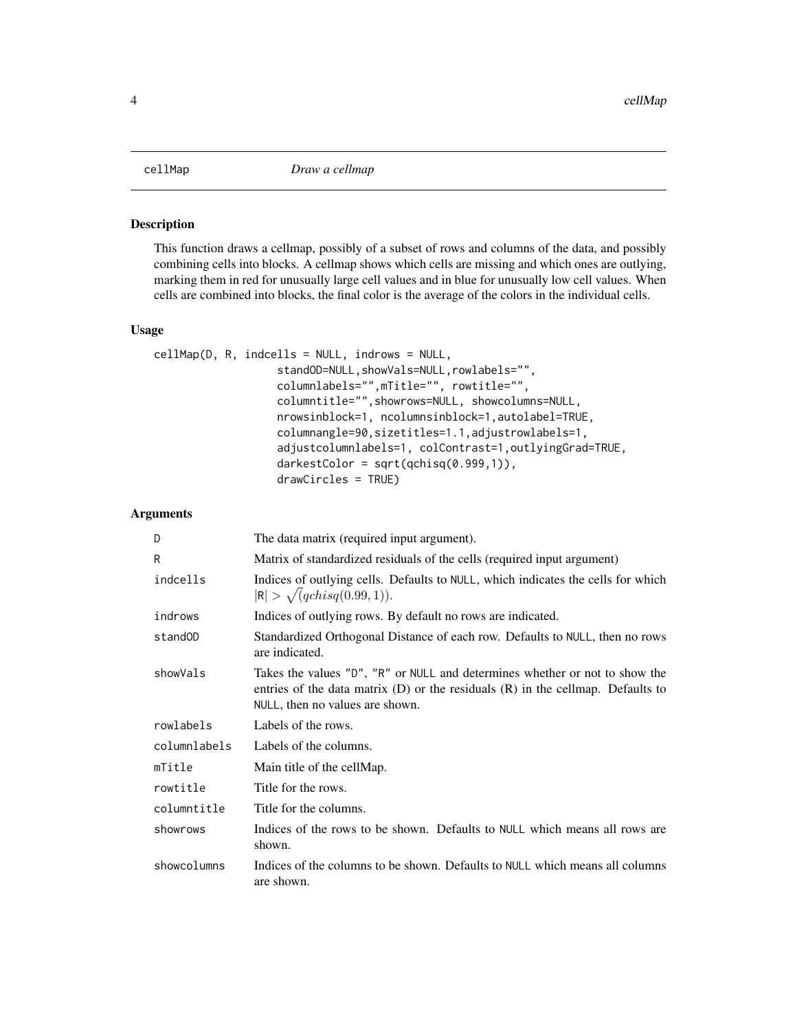cellMap *Draw a cellmap*

## Description

This function draws a cellmap, possibly of a subset of rows and columns of the data, and possibly combining cells into blocks. A cellmap shows which cells are missing and which ones are outlying, marking them in red for unusually large cell values and in blue for unusually low cell values. When cells are combined into blocks, the final color is the average of the colors in the individual cells.

## Usage

```
cellMap(D, R, indcells = NULL, indrows = NULL,
                  standOD=NULL,showVals=NULL,rowlabels="",
                  columnlabels="",mTitle="", rowtitle="",
                  columntitle="",showrows=NULL, showcolumns=NULL,
                  nrowsinblock=1, ncolumnsinblock=1,autolabel=TRUE,
                  columnangle=90,sizetitles=1.1,adjustrowlabels=1,
                  adjustcolumnlabels=1, colContrast=1,outlyingGrad=TRUE,
                  darkestColor = sqrt(qchisq(0.999,1)),
                  drawCircles = TRUE)
```

## Arguments

| | |
|---|---|
| D | The data matrix (required input argument). |
| R | Matrix of standardized residuals of the cells (required input argument) |
| indcells | Indices of outlying cells. Defaults to NULL, which indicates the cells for which $\|R\| > \sqrt{(}qchisq(0.99, 1))$. |
| indrows | Indices of outlying rows. By default no rows are indicated. |
| standOD | Standardized Orthogonal Distance of each row. Defaults to NULL, then no rows are indicated. |
| showVals | Takes the values "D", "R" or NULL and determines whether or not to show the entries of the data matrix (D) or the residuals (R) in the cellmap. Defaults to NULL, then no values are shown. |
| rowlabels | Labels of the rows. |
| columnlabels | Labels of the columns. |
| mTitle | Main title of the cellMap. |
| rowtitle | Title for the rows. |
| columntitle | Title for the columns. |
| showrows | Indices of the rows to be shown. Defaults to NULL which means all rows are shown. |
| showcolumns | Indices of the columns to be shown. Defaults to NULL which means all columns are shown. |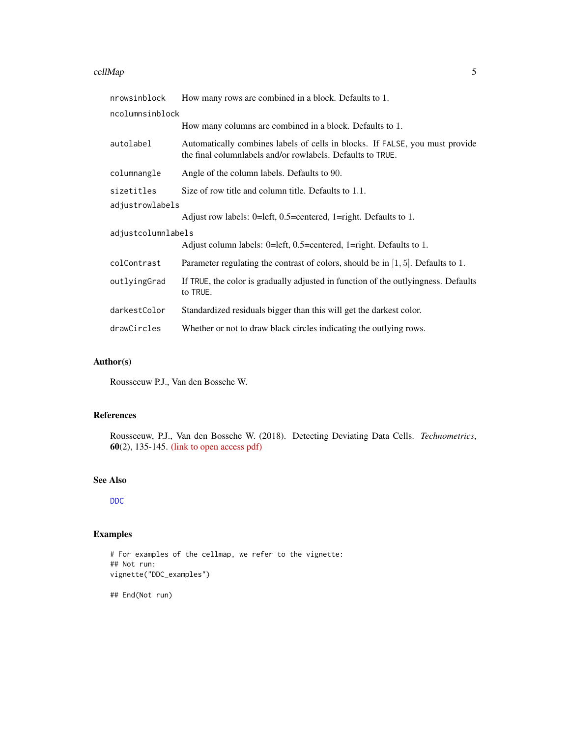| | |
|---|---|
| `nrowsinblock` | How many rows are combined in a block. Defaults to 1. |
| `ncolumnsinblock` | How many columns are combined in a block. Defaults to 1. |
| `autolabel` | Automatically combines labels of cells in blocks. If `FALSE`, you must provide the final columnlabels and/or rowlabels. Defaults to `TRUE`. |
| `columnangle` | Angle of the column labels. Defaults to 90. |
| `sizetitles` | Size of row title and column title. Defaults to 1.1. |
| `adjustrowlabels` | Adjust row labels: 0=left, 0.5=centered, 1=right. Defaults to 1. |
| `adjustcolumnlabels` | Adjust column labels: 0=left, 0.5=centered, 1=right. Defaults to 1. |
| `colContrast` | Parameter regulating the contrast of colors, should be in $[1, 5]$. Defaults to 1. |
| `outlyingGrad` | If `TRUE`, the color is gradually adjusted in function of the outlyingness. Defaults to `TRUE`. |
| `darkestColor` | Standardized residuals bigger than this will get the darkest color. |
| `drawCircles` | Whether or not to draw black circles indicating the outlying rows. |

## Author(s)

Rousseeuw P.J., Van den Bossche W.

## References

Rousseeuw, P.J., Van den Bossche W. (2018). Detecting Deviating Data Cells. *Technometrics*, **60**(2), 135-145. (link to open access pdf)

## See Also

`DDC`

## Examples

```
# For examples of the cellmap, we refer to the vignette:
## Not run:
vignette("DDC_examples")

## End(Not run)
```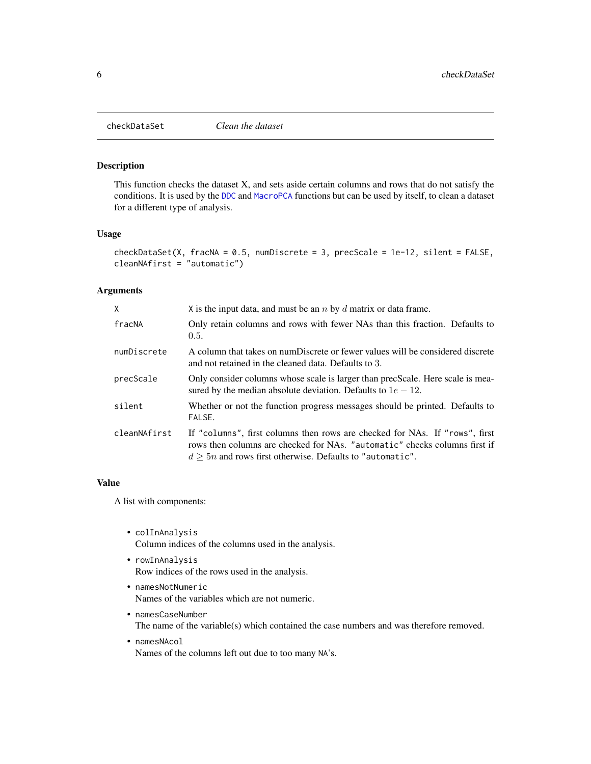checkDataSet &emsp; *Clean the dataset*

## Description

This function checks the dataset X, and sets aside certain columns and rows that do not satisfy the conditions. It is used by the DDC and MacroPCA functions but can be used by itself, to clean a dataset for a different type of analysis.

## Usage

```
checkDataSet(X, fracNA = 0.5, numDiscrete = 3, precScale = 1e-12, silent = FALSE,
cleanNAfirst = "automatic")
```

## Arguments

| | |
|---|---|
| X | X is the input data, and must be an $n$ by $d$ matrix or data frame. |
| fracNA | Only retain columns and rows with fewer NAs than this fraction. Defaults to $0.5$. |
| numDiscrete | A column that takes on numDiscrete or fewer values will be considered discrete and not retained in the cleaned data. Defaults to $3$. |
| precScale | Only consider columns whose scale is larger than precScale. Here scale is measured by the median absolute deviation. Defaults to $1e-12$. |
| silent | Whether or not the function progress messages should be printed. Defaults to FALSE. |
| cleanNAfirst | If "columns", first columns then rows are checked for NAs. If "rows", first rows then columns are checked for NAs. "automatic" checks columns first if $d \geq 5n$ and rows first otherwise. Defaults to "automatic". |

## Value

A list with components:

- colInAnalysis
  Column indices of the columns used in the analysis.
- rowInAnalysis
  Row indices of the rows used in the analysis.
- namesNotNumeric
  Names of the variables which are not numeric.
- namesCaseNumber
  The name of the variable(s) which contained the case numbers and was therefore removed.
- namesNAcol
  Names of the columns left out due to too many NA's.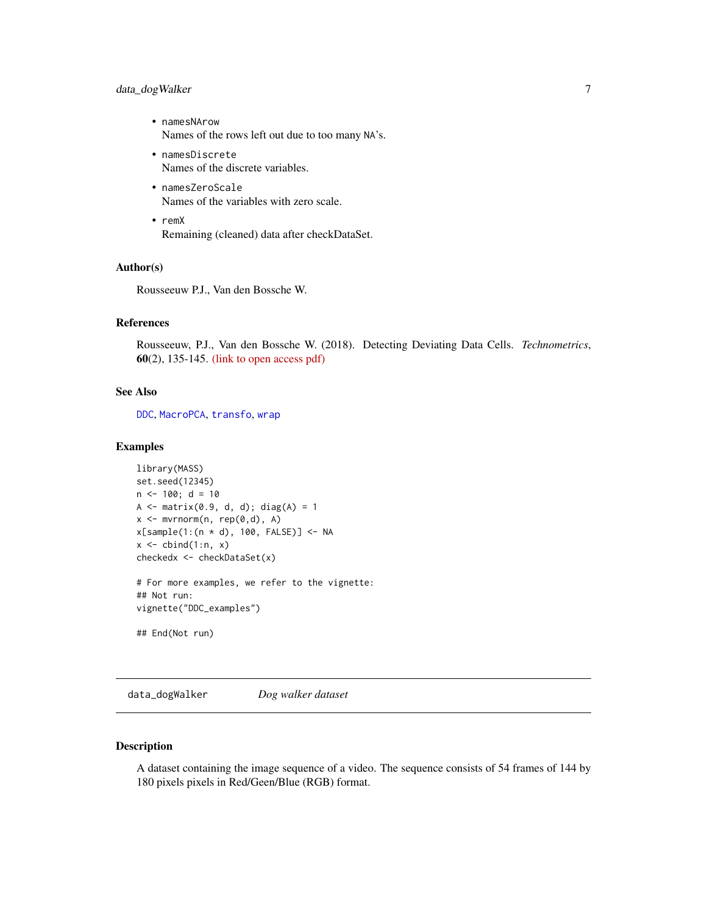- `namesNArow`
  Names of the rows left out due to too many NA's.
- `namesDiscrete`
  Names of the discrete variables.
- `namesZeroScale`
  Names of the variables with zero scale.
- `remX`
  Remaining (cleaned) data after checkDataSet.

### Author(s)

Rousseeuw P.J., Van den Bossche W.

### References

Rousseeuw, P.J., Van den Bossche W. (2018). Detecting Deviating Data Cells. *Technometrics*, **60**(2), 135-145. (link to open access pdf)

### See Also

`DDC`, `MacroPCA`, `transfo`, `wrap`

### Examples

```
library(MASS)
set.seed(12345)
n <- 100; d = 10
A <- matrix(0.9, d, d); diag(A) = 1
x <- mvrnorm(n, rep(0,d), A)
x[sample(1:(n * d), 100, FALSE)] <- NA
x <- cbind(1:n, x)
checkedx <- checkDataSet(x)

# For more examples, we refer to the vignette:
## Not run:
vignette("DDC_examples")

## End(Not run)
```

---

## data_dogWalker    *Dog walker dataset*

### Description

A dataset containing the image sequence of a video. The sequence consists of 54 frames of 144 by 180 pixels pixels in Red/Geen/Blue (RGB) format.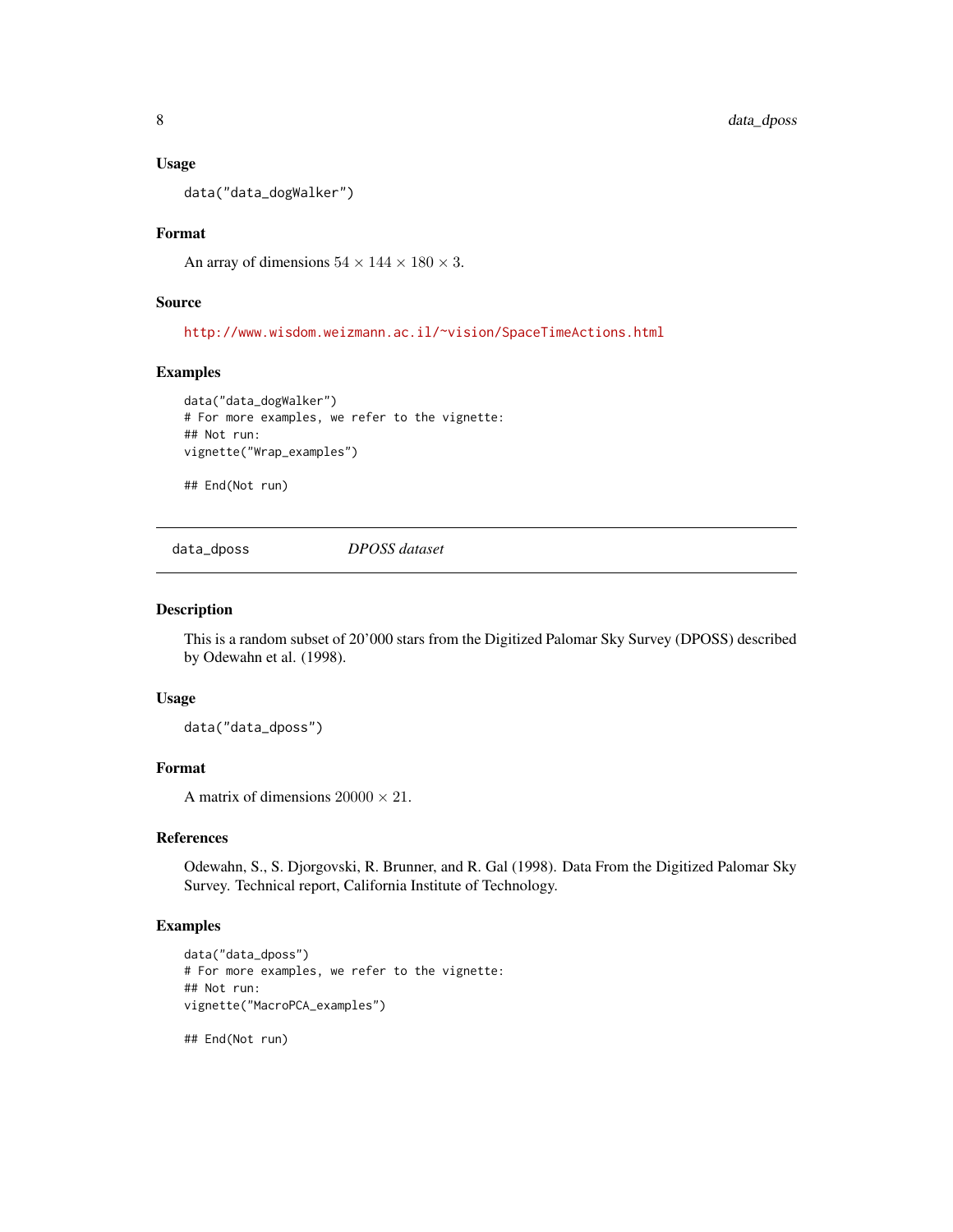### Usage

```
data("data_dogWalker")
```

### Format

An array of dimensions $54 \times 144 \times 180 \times 3$.

### Source

http://www.wisdom.weizmann.ac.il/~vision/SpaceTimeActions.html

### Examples

```
data("data_dogWalker")
# For more examples, we refer to the vignette:
## Not run:
vignette("Wrap_examples")

## End(Not run)
```

---

## data_dposs *DPOSS dataset*

---

### Description

This is a random subset of 20'000 stars from the Digitized Palomar Sky Survey (DPOSS) described by Odewahn et al. (1998).

### Usage

```
data("data_dposs")
```

### Format

A matrix of dimensions $20000 \times 21$.

### References

Odewahn, S., S. Djorgovski, R. Brunner, and R. Gal (1998). Data From the Digitized Palomar Sky Survey. Technical report, California Institute of Technology.

### Examples

```
data("data_dposs")
# For more examples, we refer to the vignette:
## Not run:
vignette("MacroPCA_examples")

## End(Not run)
```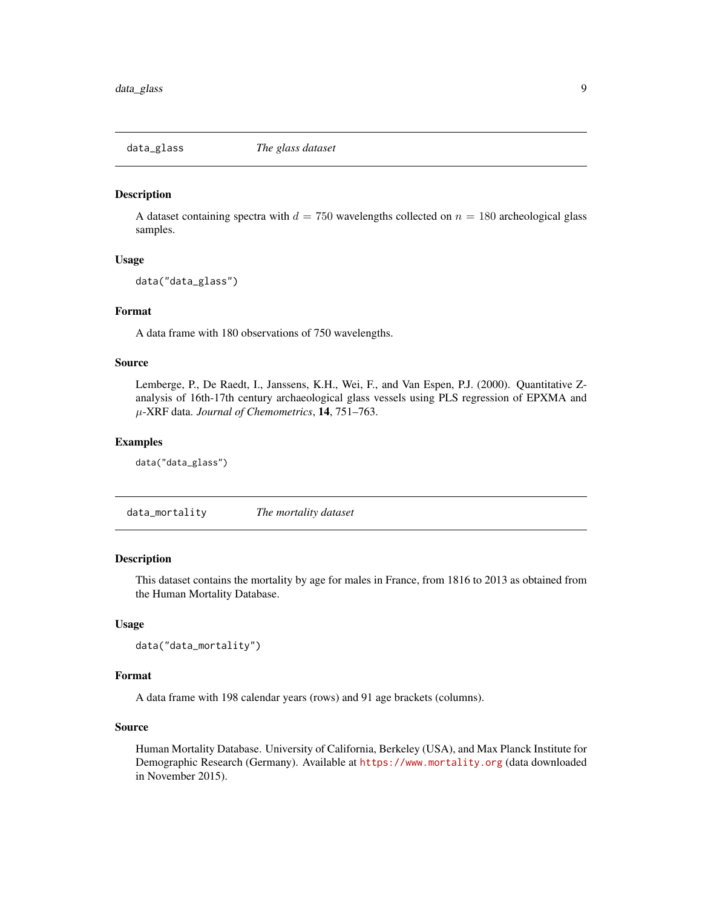## data_glass *The glass dataset*

### Description

A dataset containing spectra with $d = 750$ wavelengths collected on $n = 180$ archeological glass samples.

### Usage

```
data("data_glass")
```

### Format

A data frame with 180 observations of 750 wavelengths.

### Source

Lemberge, P., De Raedt, I., Janssens, K.H., Wei, F., and Van Espen, P.J. (2000). Quantitative Z-analysis of 16th-17th century archaeological glass vessels using PLS regression of EPXMA and $\mu$-XRF data. *Journal of Chemometrics*, **14**, 751–763.

### Examples

```
data("data_glass")
```

## data_mortality *The mortality dataset*

### Description

This dataset contains the mortality by age for males in France, from 1816 to 2013 as obtained from the Human Mortality Database.

### Usage

```
data("data_mortality")
```

### Format

A data frame with 198 calendar years (rows) and 91 age brackets (columns).

### Source

Human Mortality Database. University of California, Berkeley (USA), and Max Planck Institute for Demographic Research (Germany). Available at https://www.mortality.org (data downloaded in November 2015).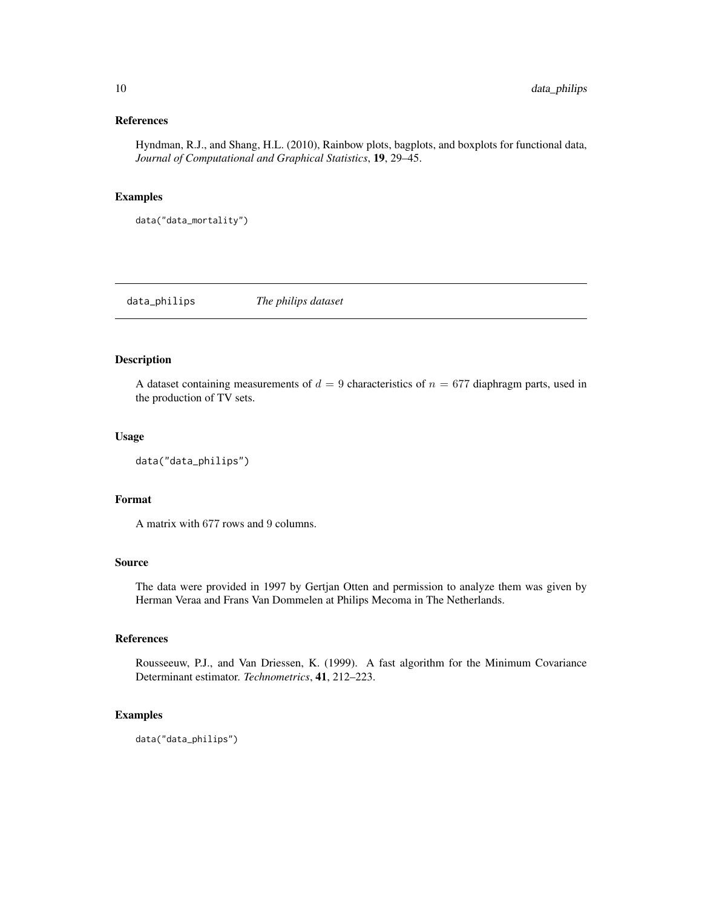### References

Hyndman, R.J., and Shang, H.L. (2010), Rainbow plots, bagplots, and boxplots for functional data, *Journal of Computational and Graphical Statistics*, **19**, 29–45.

### Examples

```
data("data_mortality")
```

---

## data_philips *The philips dataset*

---

### Description

A dataset containing measurements of $d = 9$ characteristics of $n = 677$ diaphragm parts, used in the production of TV sets.

### Usage

```
data("data_philips")
```

### Format

A matrix with 677 rows and 9 columns.

### Source

The data were provided in 1997 by Gertjan Otten and permission to analyze them was given by Herman Veraa and Frans Van Dommelen at Philips Mecoma in The Netherlands.

### References

Rousseeuw, P.J., and Van Driessen, K. (1999). A fast algorithm for the Minimum Covariance Determinant estimator. *Technometrics*, **41**, 212–223.

### Examples

```
data("data_philips")
```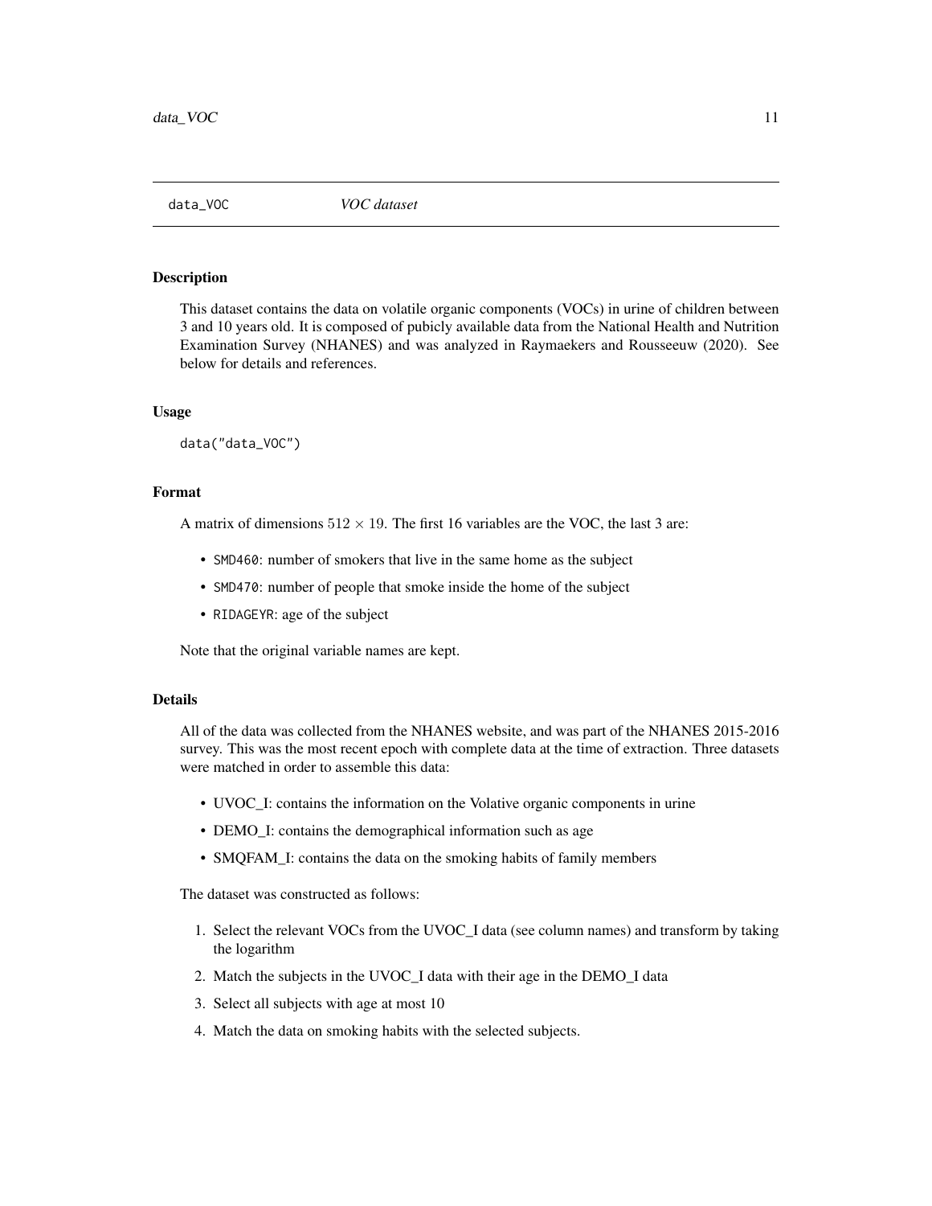## data_VOC — *VOC dataset*

### Description

This dataset contains the data on volatile organic components (VOCs) in urine of children between 3 and 10 years old. It is composed of pubicly available data from the National Health and Nutrition Examination Survey (NHANES) and was analyzed in Raymaekers and Rousseeuw (2020). See below for details and references.

### Usage

```
data("data_VOC")
```

### Format

A matrix of dimensions $512 \times 19$. The first 16 variables are the VOC, the last 3 are:

- `SMD460`: number of smokers that live in the same home as the subject
- `SMD470`: number of people that smoke inside the home of the subject
- `RIDAGEYR`: age of the subject

Note that the original variable names are kept.

### Details

All of the data was collected from the NHANES website, and was part of the NHANES 2015-2016 survey. This was the most recent epoch with complete data at the time of extraction. Three datasets were matched in order to assemble this data:

- UVOC_I: contains the information on the Volative organic components in urine
- DEMO_I: contains the demographical information such as age
- SMQFAM_I: contains the data on the smoking habits of family members

The dataset was constructed as follows:

1. Select the relevant VOCs from the UVOC_I data (see column names) and transform by taking the logarithm
2. Match the subjects in the UVOC_I data with their age in the DEMO_I data
3. Select all subjects with age at most 10
4. Match the data on smoking habits with the selected subjects.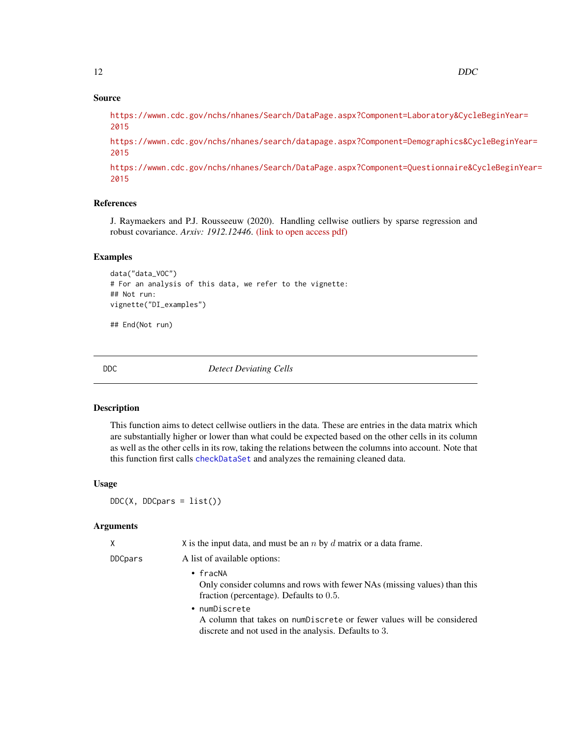## Source

https://wwwn.cdc.gov/nchs/nhanes/Search/DataPage.aspx?Component=Laboratory&CycleBeginYear=2015

https://wwwn.cdc.gov/nchs/nhanes/search/datapage.aspx?Component=Demographics&CycleBeginYear=2015

https://wwwn.cdc.gov/nchs/nhanes/Search/DataPage.aspx?Component=Questionnaire&CycleBeginYear=2015

## References

J. Raymaekers and P.J. Rousseeuw (2020). Handling cellwise outliers by sparse regression and robust covariance. *Arxiv: 1912.12446*. (link to open access pdf)

## Examples

```
data("data_VOC")
# For an analysis of this data, we refer to the vignette:
## Not run:
vignette("DI_examples")

## End(Not run)
```

---

# DDC — *Detect Deviating Cells*

## Description

This function aims to detect cellwise outliers in the data. These are entries in the data matrix which are substantially higher or lower than what could be expected based on the other cells in its column as well as the other cells in its row, taking the relations between the columns into account. Note that this function first calls `checkDataSet` and analyzes the remaining cleaned data.

## Usage

```
DDC(X, DDCpars = list())
```

## Arguments

| | |
|---|---|
| `X` | `X` is the input data, and must be an $n$ by $d$ matrix or a data frame. |
| `DDCpars` | A list of available options: |

- `fracNA`
  Only consider columns and rows with fewer NAs (missing values) than this fraction (percentage). Defaults to $0.5$.
- `numDiscrete`
  A column that takes on `numDiscrete` or fewer values will be considered discrete and not used in the analysis. Defaults to $3$.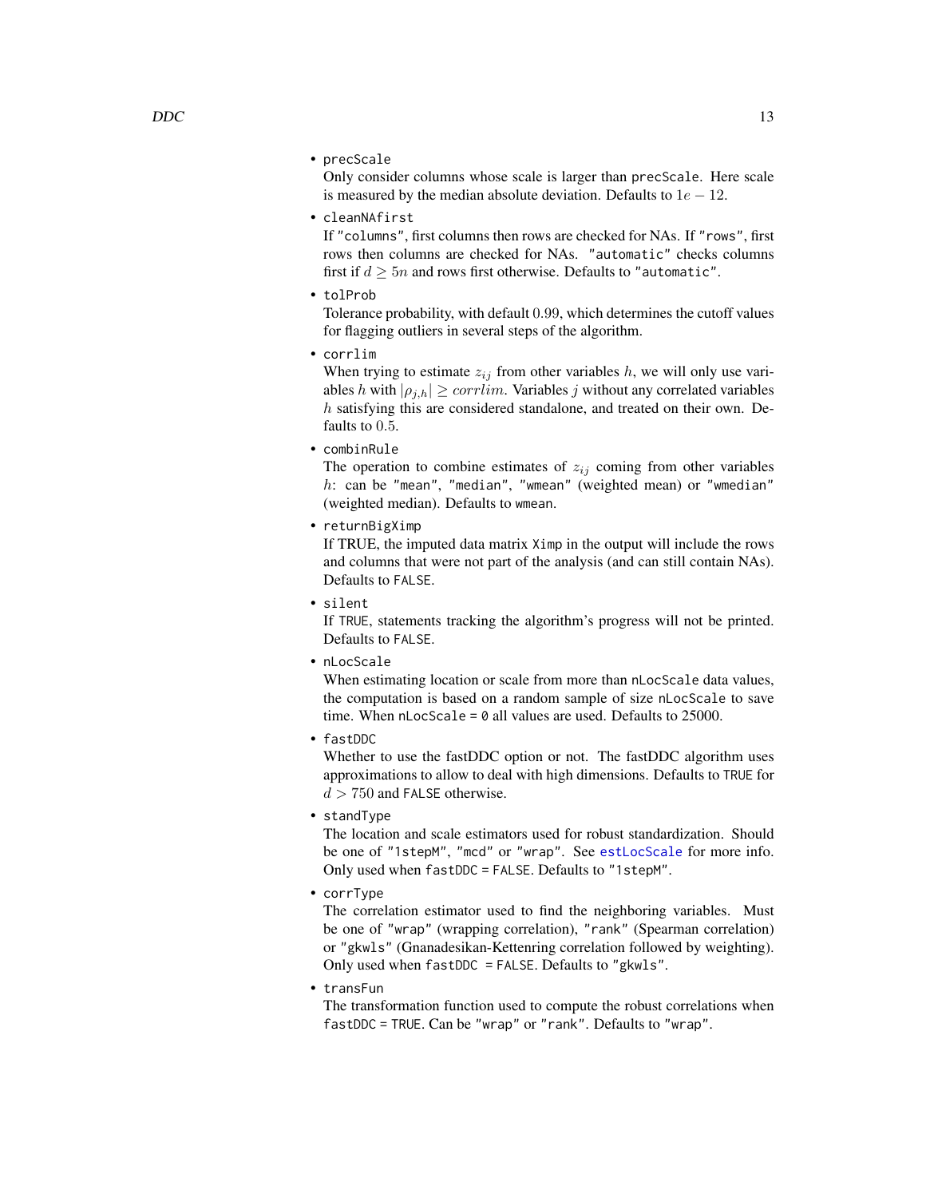- `precScale`
  Only consider columns whose scale is larger than `precScale`. Here scale is measured by the median absolute deviation. Defaults to $1e-12$.
- `cleanNAfirst`
  If `"columns"`, first columns then rows are checked for NAs. If `"rows"`, first rows then columns are checked for NAs. `"automatic"` checks columns first if $d \geq 5n$ and rows first otherwise. Defaults to `"automatic"`.
- `tolProb`
  Tolerance probability, with default $0.99$, which determines the cutoff values for flagging outliers in several steps of the algorithm.
- `corrlim`
  When trying to estimate $z_{ij}$ from other variables $h$, we will only use variables $h$ with $|\rho_{j,h}| \geq corrlim$. Variables $j$ without any correlated variables $h$ satisfying this are considered standalone, and treated on their own. Defaults to $0.5$.
- `combinRule`
  The operation to combine estimates of $z_{ij}$ coming from other variables $h$: can be `"mean"`, `"median"`, `"wmean"` (weighted mean) or `"wmedian"` (weighted median). Defaults to `wmean`.
- `returnBigXimp`
  If TRUE, the imputed data matrix `Ximp` in the output will include the rows and columns that were not part of the analysis (and can still contain NAs). Defaults to `FALSE`.
- `silent`
  If `TRUE`, statements tracking the algorithm's progress will not be printed. Defaults to `FALSE`.
- `nLocScale`
  When estimating location or scale from more than `nLocScale` data values, the computation is based on a random sample of size `nLocScale` to save time. When `nLocScale = 0` all values are used. Defaults to 25000.
- `fastDDC`
  Whether to use the fastDDC option or not. The fastDDC algorithm uses approximations to allow to deal with high dimensions. Defaults to `TRUE` for $d > 750$ and `FALSE` otherwise.
- `standType`
  The location and scale estimators used for robust standardization. Should be one of `"1stepM"`, `"mcd"` or `"wrap"`. See `estLocScale` for more info. Only used when `fastDDC = FALSE`. Defaults to `"1stepM"`.
- `corrType`
  The correlation estimator used to find the neighboring variables. Must be one of `"wrap"` (wrapping correlation), `"rank"` (Spearman correlation) or `"gkwls"` (Gnanadesikan-Kettenring correlation followed by weighting). Only used when `fastDDC = FALSE`. Defaults to `"gkwls"`.
- `transFun`
  The transformation function used to compute the robust correlations when `fastDDC = TRUE`. Can be `"wrap"` or `"rank"`. Defaults to `"wrap"`.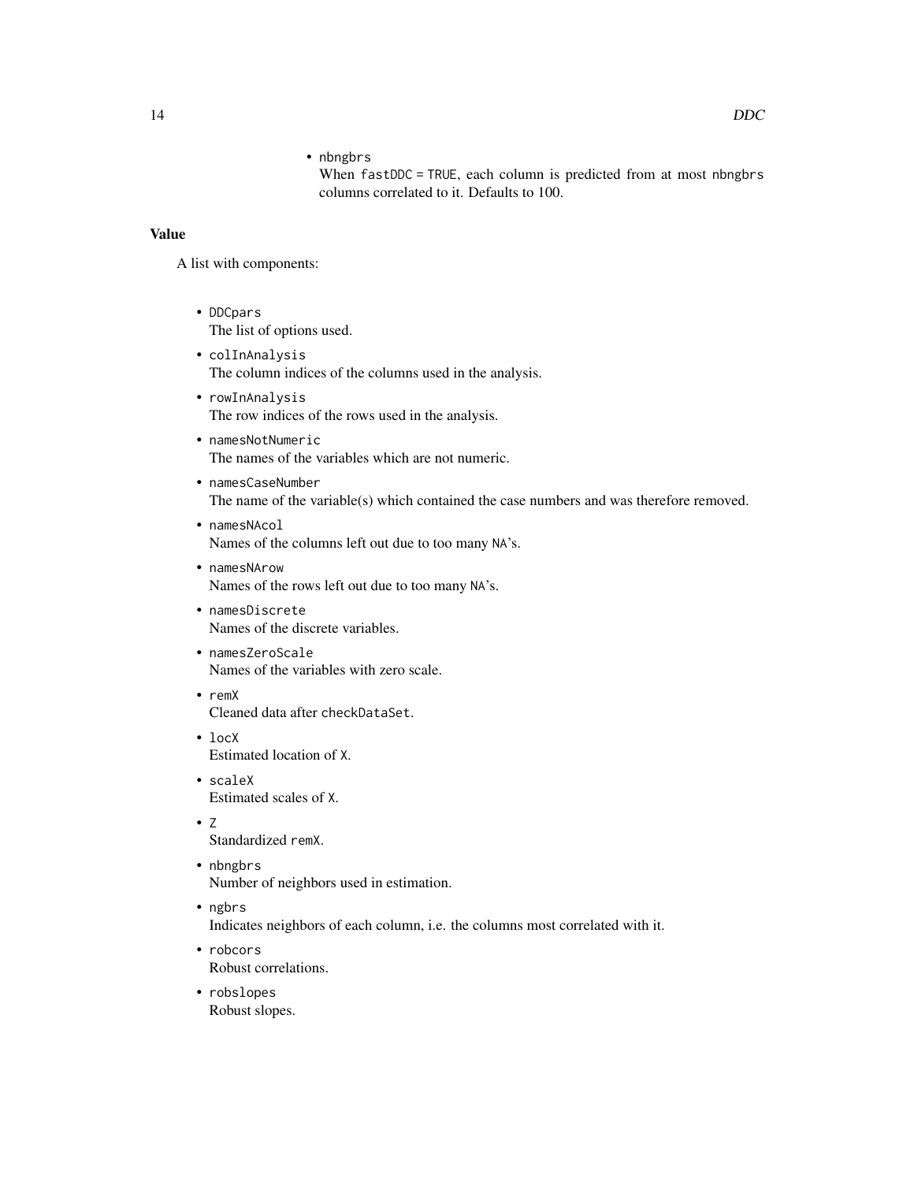- nbngbrs
  When fastDDC = TRUE, each column is predicted from at most nbngbrs columns correlated to it. Defaults to 100.

**Value**

A list with components:

- DDCpars
  The list of options used.
- colInAnalysis
  The column indices of the columns used in the analysis.
- rowInAnalysis
  The row indices of the rows used in the analysis.
- namesNotNumeric
  The names of the variables which are not numeric.
- namesCaseNumber
  The name of the variable(s) which contained the case numbers and was therefore removed.
- namesNAcol
  Names of the columns left out due to too many NA's.
- namesNArow
  Names of the rows left out due to too many NA's.
- namesDiscrete
  Names of the discrete variables.
- namesZeroScale
  Names of the variables with zero scale.
- remX
  Cleaned data after checkDataSet.
- locX
  Estimated location of X.
- scaleX
  Estimated scales of X.
- Z
  Standardized remX.
- nbngbrs
  Number of neighbors used in estimation.
- ngbrs
  Indicates neighbors of each column, i.e. the columns most correlated with it.
- robcors
  Robust correlations.
- robslopes
  Robust slopes.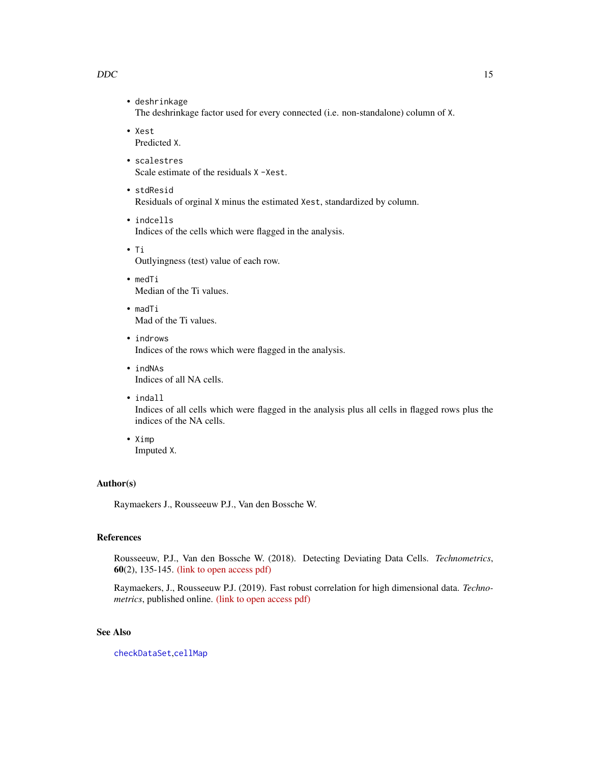- `deshrinkage`
  The deshrinkage factor used for every connected (i.e. non-standalone) column of `X`.
- `Xest`
  Predicted `X`.
- `scalestres`
  Scale estimate of the residuals `X -Xest`.
- `stdResid`
  Residuals of orginal `X` minus the estimated `Xest`, standardized by column.
- `indcells`
  Indices of the cells which were flagged in the analysis.
- `Ti`
  Outlyingness (test) value of each row.
- `medTi`
  Median of the Ti values.
- `madTi`
  Mad of the Ti values.
- `indrows`
  Indices of the rows which were flagged in the analysis.
- `indNAs`
  Indices of all NA cells.
- `indall`
  Indices of all cells which were flagged in the analysis plus all cells in flagged rows plus the indices of the NA cells.
- `Ximp`
  Imputed `X`.

### Author(s)

Raymaekers J., Rousseeuw P.J., Van den Bossche W.

### References

Rousseeuw, P.J., Van den Bossche W. (2018). Detecting Deviating Data Cells. *Technometrics*, **60**(2), 135-145. (link to open access pdf)

Raymaekers, J., Rousseeuw P.J. (2019). Fast robust correlation for high dimensional data. *Technometrics*, published online. (link to open access pdf)

### See Also

`checkDataSet`,`cellMap`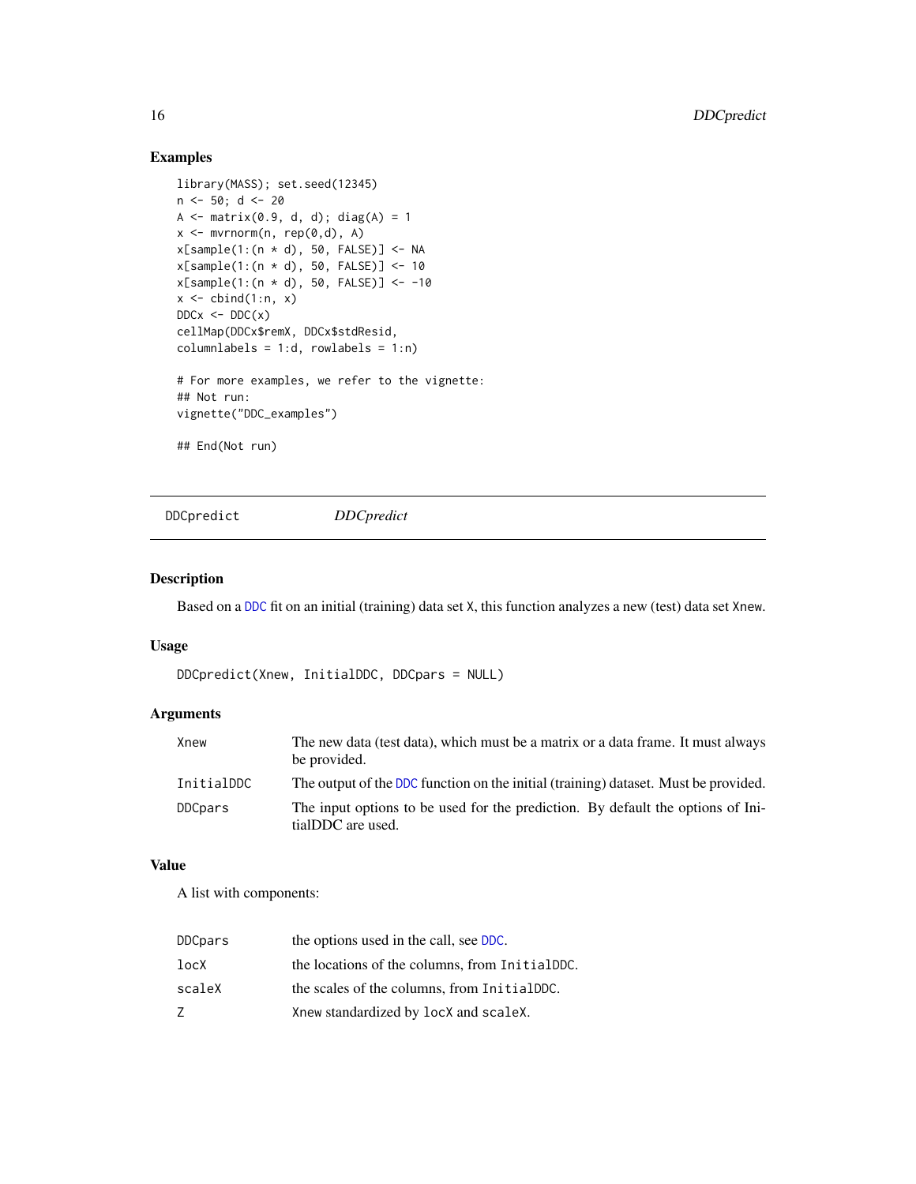## Examples

```
library(MASS); set.seed(12345)
n <- 50; d <- 20
A <- matrix(0.9, d, d); diag(A) = 1
x <- mvrnorm(n, rep(0,d), A)
x[sample(1:(n * d), 50, FALSE)] <- NA
x[sample(1:(n * d), 50, FALSE)] <- 10
x[sample(1:(n * d), 50, FALSE)] <- -10
x <- cbind(1:n, x)
DDCx <- DDC(x)
cellMap(DDCx$remX, DDCx$stdResid,
columnlabels = 1:d, rowlabels = 1:n)

# For more examples, we refer to the vignette:
## Not run:
vignette("DDC_examples")

## End(Not run)
```

---

# DDCpredict &nbsp;&nbsp;&nbsp;&nbsp;&nbsp; *DDCpredict*

## Description

Based on a DDC fit on an initial (training) data set X, this function analyzes a new (test) data set Xnew.

## Usage

```
DDCpredict(Xnew, InitialDDC, DDCpars = NULL)
```

## Arguments

| | |
|---|---|
| Xnew | The new data (test data), which must be a matrix or a data frame. It must always be provided. |
| InitialDDC | The output of the DDC function on the initial (training) dataset. Must be provided. |
| DDCpars | The input options to be used for the prediction. By default the options of InitialDDC are used. |

## Value

A list with components:

| | |
|---|---|
| DDCpars | the options used in the call, see DDC. |
| locX | the locations of the columns, from InitialDDC. |
| scaleX | the scales of the columns, from InitialDDC. |
| Z | Xnew standardized by locX and scaleX. |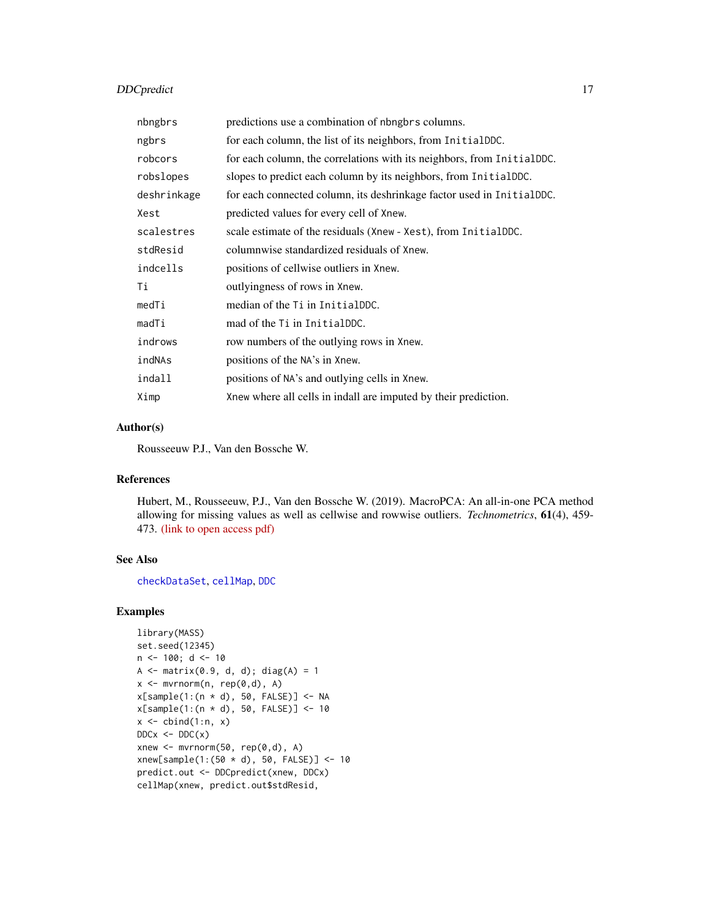| | |
|---|---|
| `nbngbrs` | predictions use a combination of `nbngbrs` columns. |
| `ngbrs` | for each column, the list of its neighbors, from `InitialDDC`. |
| `robcors` | for each column, the correlations with its neighbors, from `InitialDDC`. |
| `robslopes` | slopes to predict each column by its neighbors, from `InitialDDC`. |
| `deshrinkage` | for each connected column, its deshrinkage factor used in `InitialDDC`. |
| `Xest` | predicted values for every cell of `Xnew`. |
| `scalestres` | scale estimate of the residuals (`Xnew - Xest`), from `InitialDDC`. |
| `stdResid` | columnwise standardized residuals of `Xnew`. |
| `indcells` | positions of cellwise outliers in `Xnew`. |
| `Ti` | outlyingness of rows in `Xnew`. |
| `medTi` | median of the `Ti` in `InitialDDC`. |
| `madTi` | mad of the `Ti` in `InitialDDC`. |
| `indrows` | row numbers of the outlying rows in `Xnew`. |
| `indNAs` | positions of the `NA`'s in `Xnew`. |
| `indall` | positions of `NA`'s and outlying cells in `Xnew`. |
| `Ximp` | `Xnew` where all cells in indall are imputed by their prediction. |

## Author(s)

Rousseeuw P.J., Van den Bossche W.

## References

Hubert, M., Rousseeuw, P.J., Van den Bossche W. (2019). MacroPCA: An all-in-one PCA method allowing for missing values as well as cellwise and rowwise outliers. *Technometrics*, **61**(4), 459-473. (link to open access pdf)

## See Also

checkDataSet, cellMap, DDC

## Examples

```
library(MASS)
set.seed(12345)
n <- 100; d <- 10
A <- matrix(0.9, d, d); diag(A) = 1
x <- mvrnorm(n, rep(0,d), A)
x[sample(1:(n * d), 50, FALSE)] <- NA
x[sample(1:(n * d), 50, FALSE)] <- 10
x <- cbind(1:n, x)
DDCx <- DDC(x)
xnew <- mvrnorm(50, rep(0,d), A)
xnew[sample(1:(50 * d), 50, FALSE)] <- 10
predict.out <- DDCpredict(xnew, DDCx)
cellMap(xnew, predict.out$stdResid,
```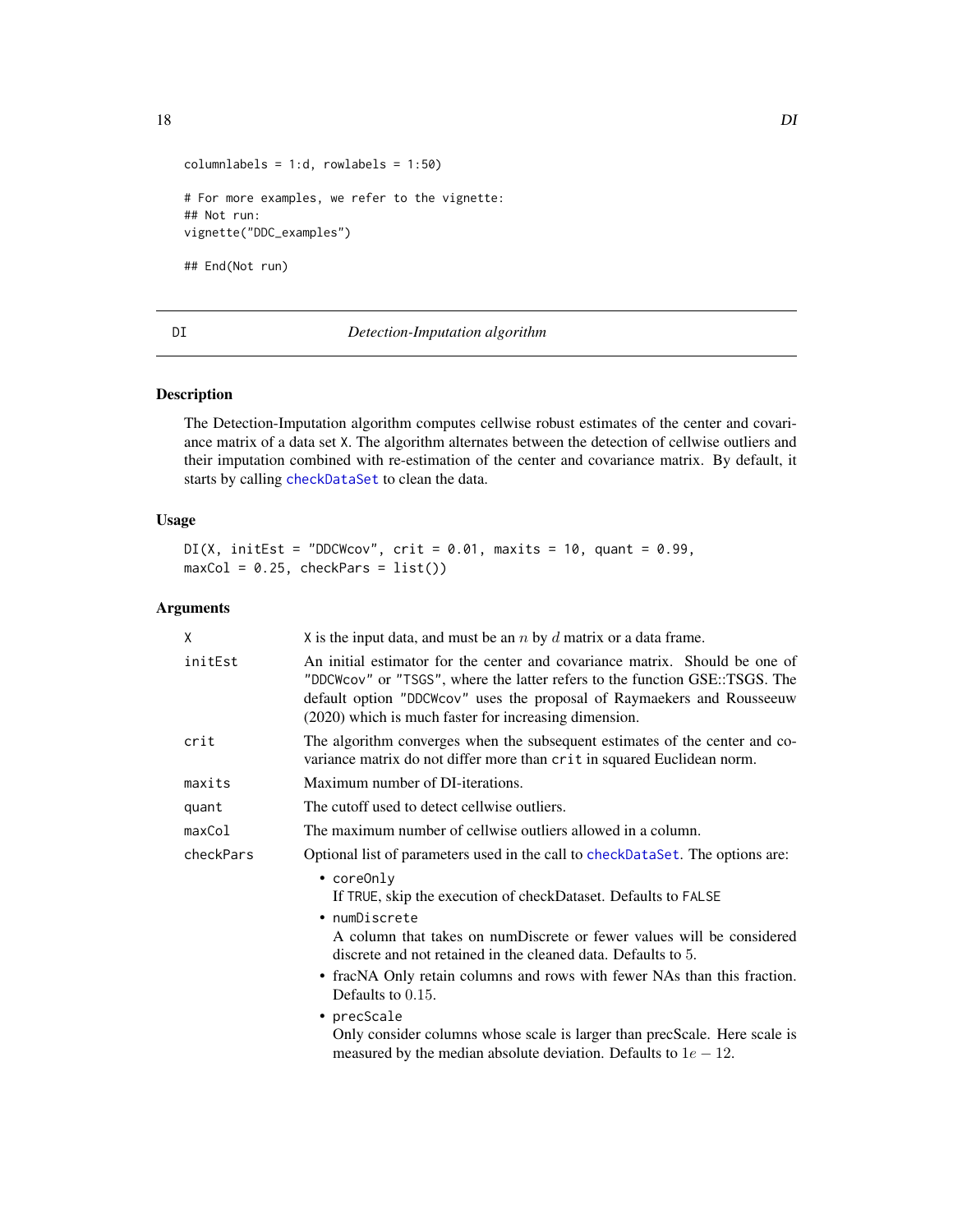```
columnlabels = 1:d, rowlabels = 1:50)

# For more examples, we refer to the vignette:
## Not run:
vignette("DDC_examples")

## End(Not run)
```

## DI — *Detection-Imputation algorithm*

### Description

The Detection-Imputation algorithm computes cellwise robust estimates of the center and covariance matrix of a data set X. The algorithm alternates between the detection of cellwise outliers and their imputation combined with re-estimation of the center and covariance matrix. By default, it starts by calling checkDataSet to clean the data.

### Usage

```
DI(X, initEst = "DDCWcov", crit = 0.01, maxits = 10, quant = 0.99,
maxCol = 0.25, checkPars = list())
```

### Arguments

| | |
|---|---|
| X | X is the input data, and must be an $n$ by $d$ matrix or a data frame. |
| initEst | An initial estimator for the center and covariance matrix. Should be one of "DDCWcov" or "TSGS", where the latter refers to the function GSE::TSGS. The default option "DDCWcov" uses the proposal of Raymaekers and Rousseeuw (2020) which is much faster for increasing dimension. |
| crit | The algorithm converges when the subsequent estimates of the center and covariance matrix do not differ more than crit in squared Euclidean norm. |
| maxits | Maximum number of DI-iterations. |
| quant | The cutoff used to detect cellwise outliers. |
| maxCol | The maximum number of cellwise outliers allowed in a column. |
| checkPars | Optional list of parameters used in the call to checkDataSet. The options are: <br> • coreOnly <br> If TRUE, skip the execution of checkDataset. Defaults to FALSE <br> • numDiscrete <br> A column that takes on numDiscrete or fewer values will be considered discrete and not retained in the cleaned data. Defaults to $5$. <br> • fracNA Only retain columns and rows with fewer NAs than this fraction. Defaults to $0.15$. <br> • precScale <br> Only consider columns whose scale is larger than precScale. Here scale is measured by the median absolute deviation. Defaults to $1e-12$. |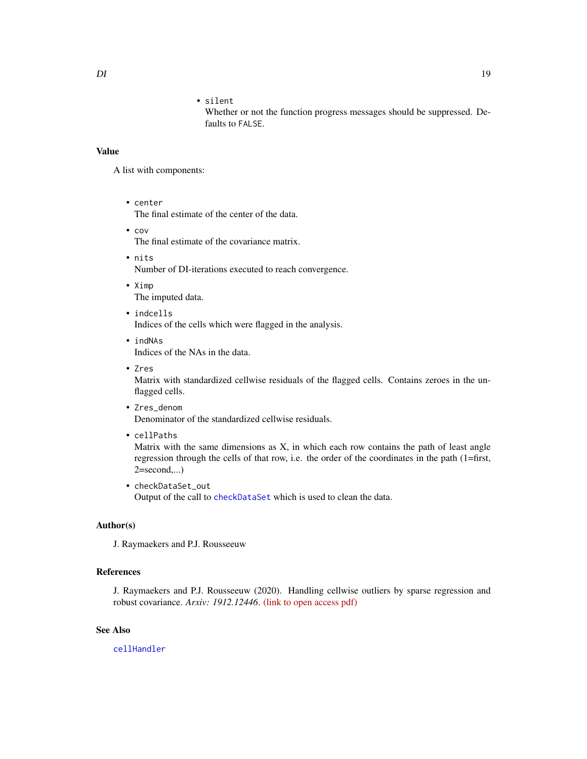- `silent`
  Whether or not the function progress messages should be suppressed. Defaults to `FALSE`.

## Value

A list with components:

- `center`
  The final estimate of the center of the data.
- `cov`
  The final estimate of the covariance matrix.
- `nits`
  Number of DI-iterations executed to reach convergence.
- `Ximp`
  The imputed data.
- `indcells`
  Indices of the cells which were flagged in the analysis.
- `indNAs`
  Indices of the NAs in the data.
- `Zres`
  Matrix with standardized cellwise residuals of the flagged cells. Contains zeroes in the unflagged cells.
- `Zres_denom`
  Denominator of the standardized cellwise residuals.
- `cellPaths`
  Matrix with the same dimensions as X, in which each row contains the path of least angle regression through the cells of that row, i.e. the order of the coordinates in the path (1=first, 2=second,...)
- `checkDataSet_out`
  Output of the call to `checkDataSet` which is used to clean the data.

## Author(s)

J. Raymaekers and P.J. Rousseeuw

## References

J. Raymaekers and P.J. Rousseeuw (2020). Handling cellwise outliers by sparse regression and robust covariance. *Arxiv: 1912.12446*. (link to open access pdf)

## See Also

`cellHandler`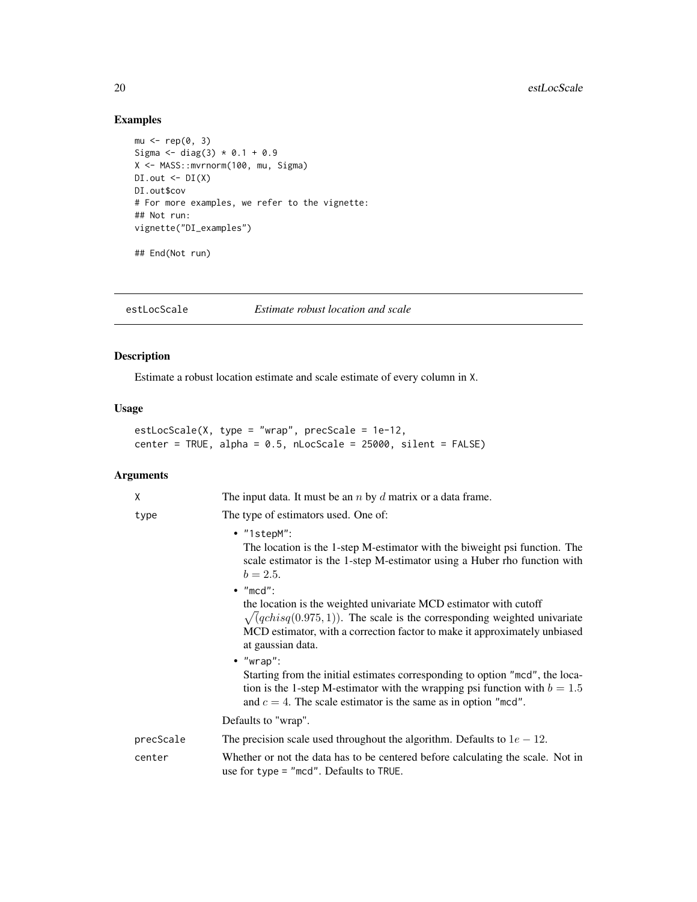## Examples

```
mu <- rep(0, 3)
Sigma <- diag(3) * 0.1 + 0.9
X <- MASS::mvrnorm(100, mu, Sigma)
DI.out <- DI(X)
DI.out$cov
# For more examples, we refer to the vignette:
## Not run:
vignette("DI_examples")

## End(Not run)
```

---

# estLocScale *Estimate robust location and scale*

## Description

Estimate a robust location estimate and scale estimate of every column in X.

## Usage

```
estLocScale(X, type = "wrap", precScale = 1e-12,
center = TRUE, alpha = 0.5, nLocScale = 25000, silent = FALSE)
```

## Arguments

| | |
|---|---|
| X | The input data. It must be an $n$ by $d$ matrix or a data frame. |
| type | The type of estimators used. One of:<br>• "1stepM":<br>The location is the 1-step M-estimator with the biweight psi function. The scale estimator is the 1-step M-estimator using a Huber rho function with $b = 2.5$.<br>• "mcd":<br>the location is the weighted univariate MCD estimator with cutoff $\sqrt{(}qchisq(0.975, 1))$. The scale is the corresponding weighted univariate MCD estimator, with a correction factor to make it approximately unbiased at gaussian data.<br>• "wrap":<br>Starting from the initial estimates corresponding to option "mcd", the location is the 1-step M-estimator with the wrapping psi function with $b = 1.5$ and $c = 4$. The scale estimator is the same as in option "mcd".<br>Defaults to "wrap". |
| precScale | The precision scale used throughout the algorithm. Defaults to $1e-12$. |
| center | Whether or not the data has to be centered before calculating the scale. Not in use for type = "mcd". Defaults to TRUE. |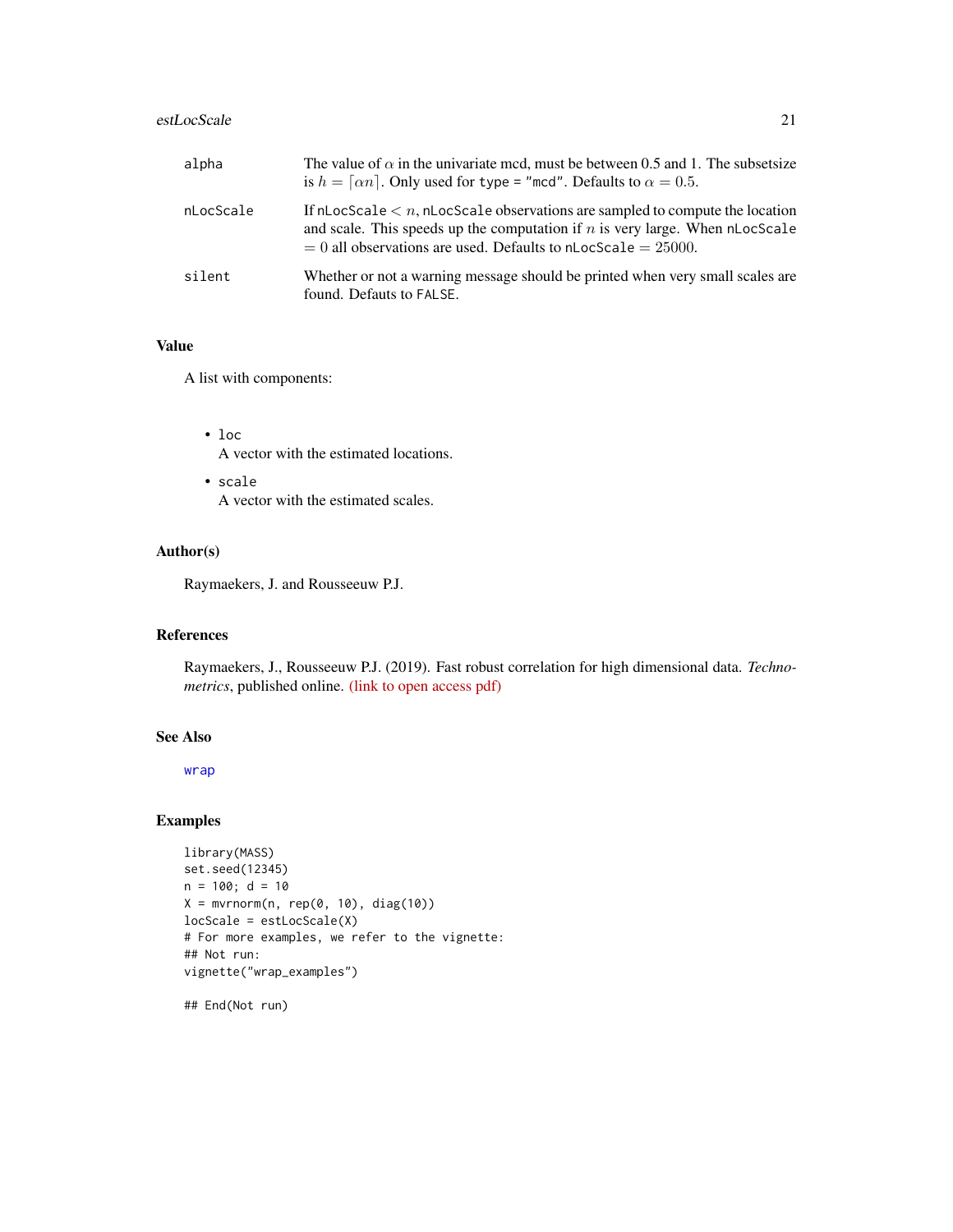| | |
|---|---|
| alpha | The value of $\alpha$ in the univariate mcd, must be between 0.5 and 1. The subsetsize is $h = \lceil \alpha n \rceil$. Only used for type = "mcd". Defaults to $\alpha = 0.5$. |
| nLocScale | If nLocScale $< n$, nLocScale observations are sampled to compute the location and scale. This speeds up the computation if $n$ is very large. When nLocScale $= 0$ all observations are used. Defauts to nLocScale $= 25000$. |
| silent | Whether or not a warning message should be printed when very small scales are found. Defauts to FALSE. |

## Value

A list with components:

- loc
  A vector with the estimated locations.
- scale
  A vector with the estimated scales.

## Author(s)

Raymaekers, J. and Rousseeuw P.J.

## References

Raymaekers, J., Rousseeuw P.J. (2019). Fast robust correlation for high dimensional data. *Technometrics*, published online. (link to open access pdf)

## See Also

wrap

## Examples

```
library(MASS)
set.seed(12345)
n = 100; d = 10
X = mvrnorm(n, rep(0, 10), diag(10))
locScale = estLocScale(X)
# For more examples, we refer to the vignette:
## Not run:
vignette("wrap_examples")

## End(Not run)
```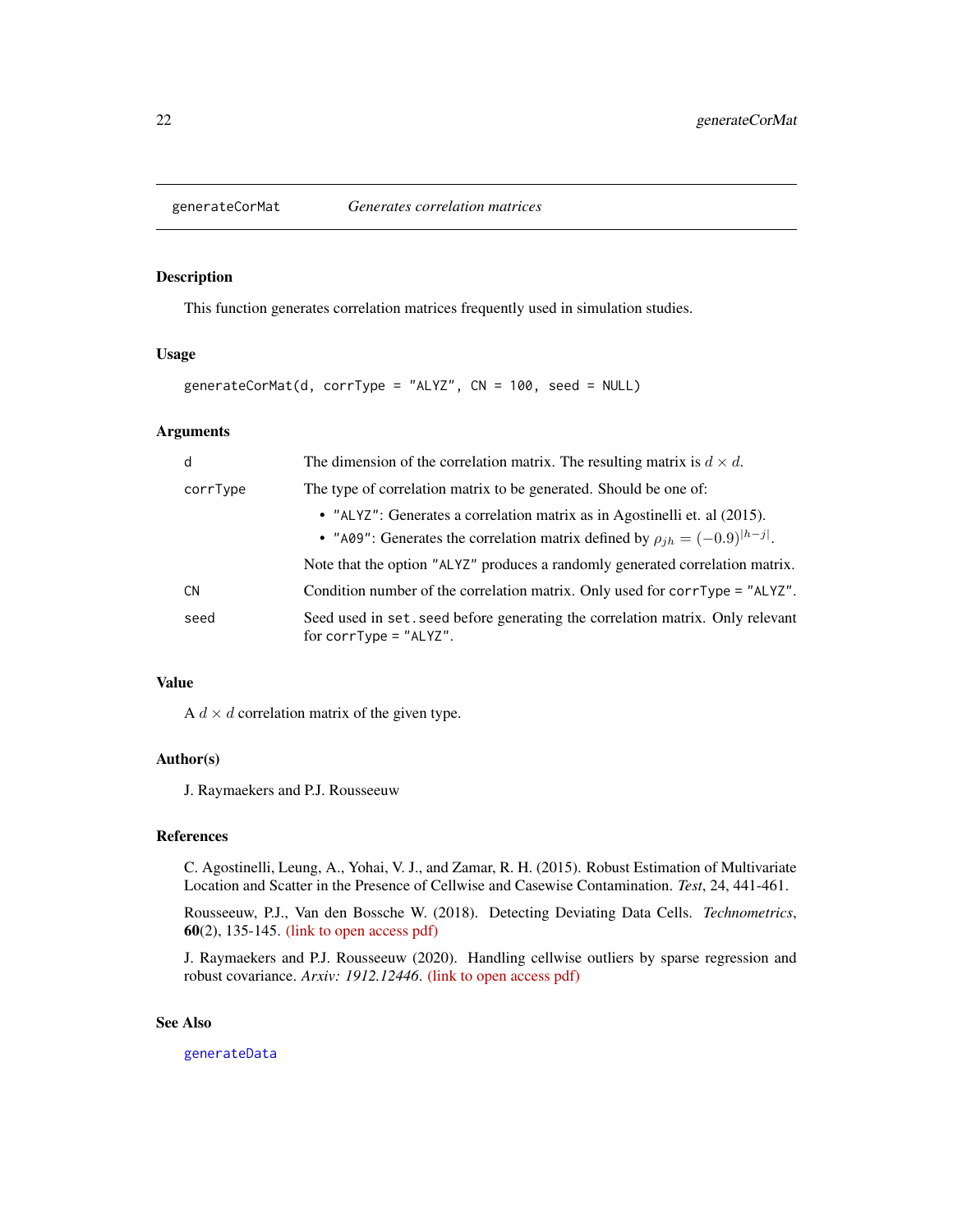## generateCorMat — *Generates correlation matrices*

### Description

This function generates correlation matrices frequently used in simulation studies.

### Usage

```
generateCorMat(d, corrType = "ALYZ", CN = 100, seed = NULL)
```

### Arguments

| | |
|---|---|
| `d` | The dimension of the correlation matrix. The resulting matrix is $d \times d$. |
| `corrType` | The type of correlation matrix to be generated. Should be one of: <br>• `"ALYZ"`: Generates a correlation matrix as in Agostinelli et. al (2015). <br>• `"A09"`: Generates the correlation matrix defined by $\rho_{jh} = (-0.9)^{\lvert h-j \rvert}$. <br>Note that the option `"ALYZ"` produces a randomly generated correlation matrix. |
| `CN` | Condition number of the correlation matrix. Only used for `corrType = "ALYZ"`. |
| `seed` | Seed used in `set.seed` before generating the correlation matrix. Only relevant for `corrType = "ALYZ"`. |

### Value

A $d \times d$ correlation matrix of the given type.

### Author(s)

J. Raymaekers and P.J. Rousseeuw

### References

C. Agostinelli, Leung, A., Yohai, V. J., and Zamar, R. H. (2015). Robust Estimation of Multivariate Location and Scatter in the Presence of Cellwise and Casewise Contamination. *Test*, 24, 441-461.

Rousseeuw, P.J., Van den Bossche W. (2018). Detecting Deviating Data Cells. *Technometrics*, **60**(2), 135-145. (link to open access pdf)

J. Raymaekers and P.J. Rousseeuw (2020). Handling cellwise outliers by sparse regression and robust covariance. *Arxiv: 1912.12446*. (link to open access pdf)

### See Also

`generateData`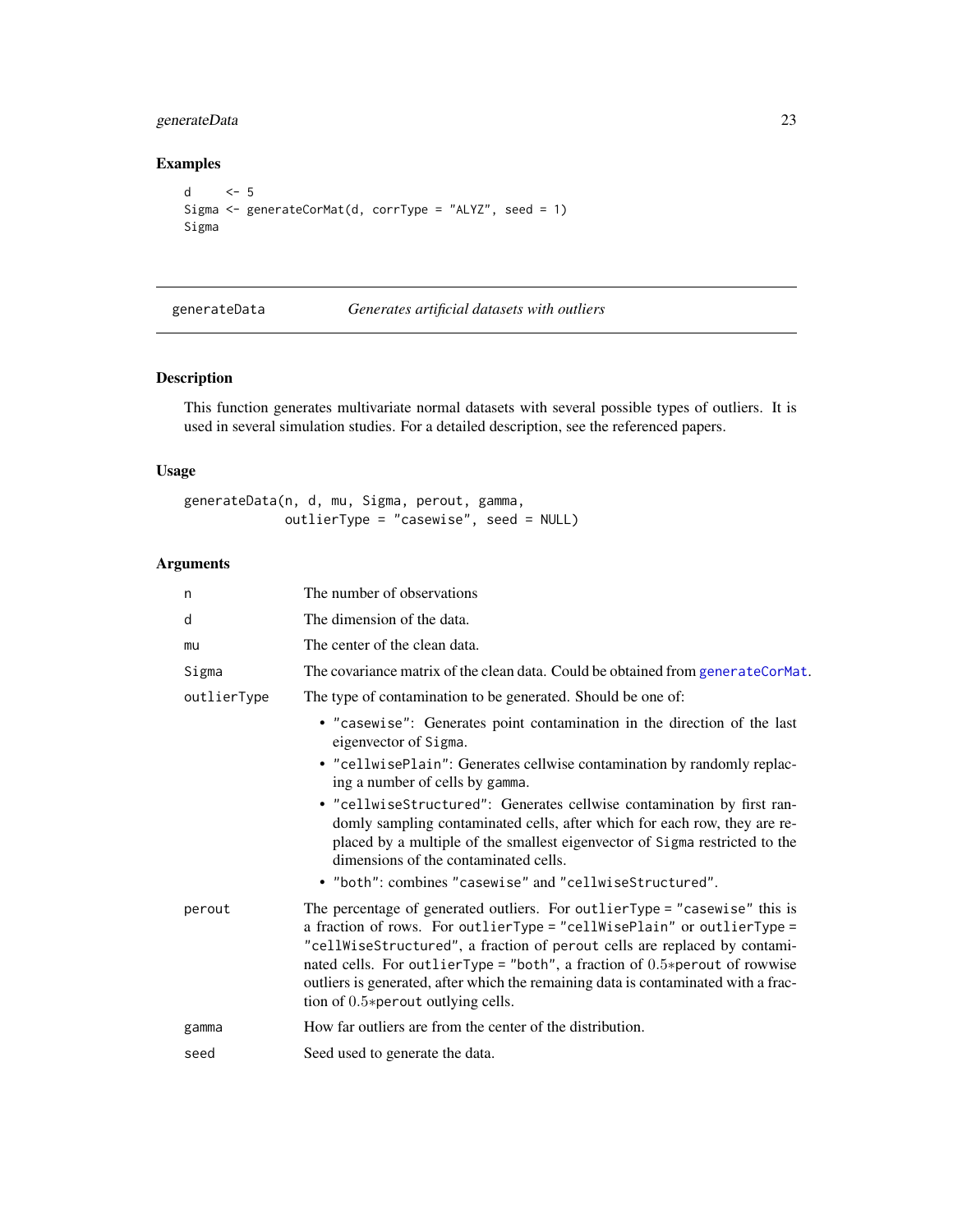## Examples

```
d     <- 5
Sigma <- generateCorMat(d, corrType = "ALYZ", seed = 1)
Sigma
```

---

# generateData *Generates artificial datasets with outliers*

## Description

This function generates multivariate normal datasets with several possible types of outliers. It is used in several simulation studies. For a detailed description, see the referenced papers.

## Usage

```
generateData(n, d, mu, Sigma, perout, gamma,
             outlierType = "casewise", seed = NULL)
```

## Arguments

| | |
|---|---|
| `n` | The number of observations |
| `d` | The dimension of the data. |
| `mu` | The center of the clean data. |
| `Sigma` | The covariance matrix of the clean data. Could be obtained from `generateCorMat`. |
| `outlierType` | The type of contamination to be generated. Should be one of:<br>• `"casewise"`: Generates point contamination in the direction of the last eigenvector of `Sigma`.<br>• `"cellwisePlain"`: Generates cellwise contamination by randomly replacing a number of cells by `gamma`.<br>• `"cellwiseStructured"`: Generates cellwise contamination by first randomly sampling contaminated cells, after which for each row, they are replaced by a multiple of the smallest eigenvector of `Sigma` restricted to the dimensions of the contaminated cells.<br>• `"both"`: combines `"casewise"` and `"cellwiseStructured"`. |
| `perout` | The percentage of generated outliers. For `outlierType = "casewise"` this is a fraction of rows. For `outlierType = "cellWisePlain"` or `outlierType = "cellWiseStructured"`, a fraction of `perout` cells are replaced by contaminated cells. For `outlierType = "both"`, a fraction of $0.5*$`perout` of rowwise outliers is generated, after which the remaining data is contaminated with a fraction of $0.5*$`perout` outlying cells. |
| `gamma` | How far outliers are from the center of the distribution. |
| `seed` | Seed used to generate the data. |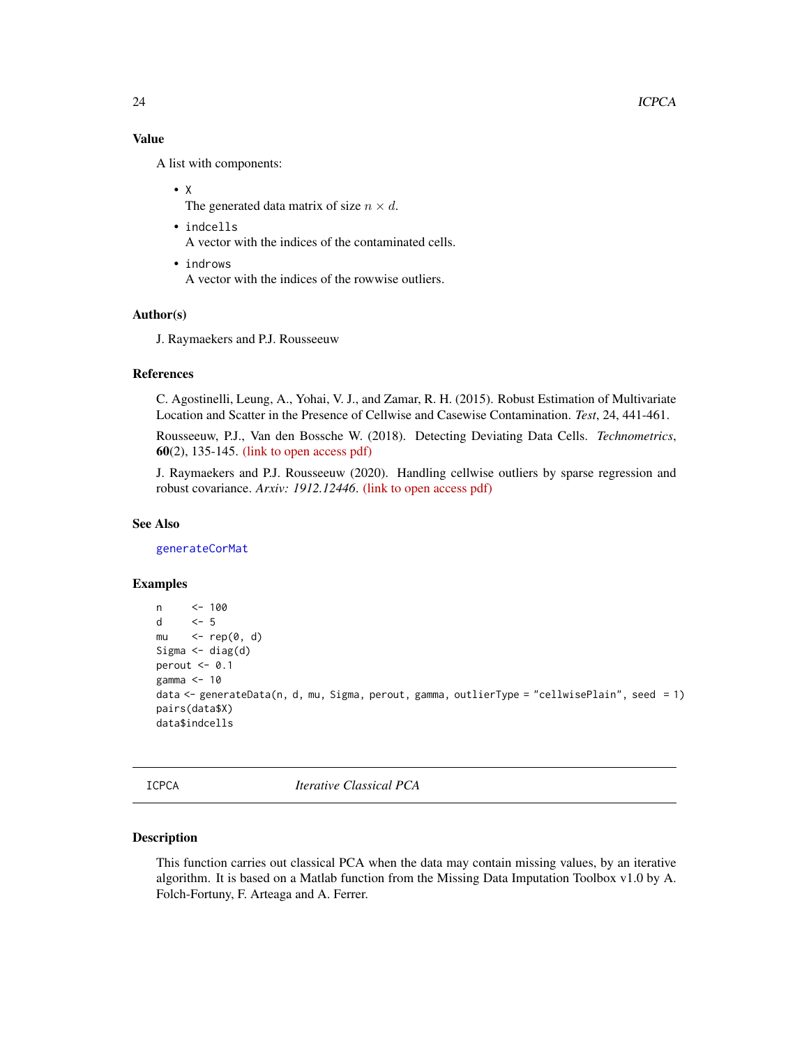### Value

A list with components:

- X
  The generated data matrix of size $n \times d$.
- indcells
  A vector with the indices of the contaminated cells.
- indrows
  A vector with the indices of the rowwise outliers.

### Author(s)

J. Raymaekers and P.J. Rousseeuw

### References

C. Agostinelli, Leung, A., Yohai, V. J., and Zamar, R. H. (2015). Robust Estimation of Multivariate Location and Scatter in the Presence of Cellwise and Casewise Contamination. *Test*, 24, 441-461.

Rousseeuw, P.J., Van den Bossche W. (2018). Detecting Deviating Data Cells. *Technometrics*, **60**(2), 135-145. (link to open access pdf)

J. Raymaekers and P.J. Rousseeuw (2020). Handling cellwise outliers by sparse regression and robust covariance. *Arxiv: 1912.12446*. (link to open access pdf)

### See Also

generateCorMat

### Examples

```
n     <- 100
d     <- 5
mu    <- rep(0, d)
Sigma <- diag(d)
perout <- 0.1
gamma <- 10
data <- generateData(n, d, mu, Sigma, perout, gamma, outlierType = "cellwisePlain", seed  = 1)
pairs(data$X)
data$indcells
```

---

## ICPCA    *Iterative Classical PCA*

### Description

This function carries out classical PCA when the data may contain missing values, by an iterative algorithm. It is based on a Matlab function from the Missing Data Imputation Toolbox v1.0 by A. Folch-Fortuny, F. Arteaga and A. Ferrer.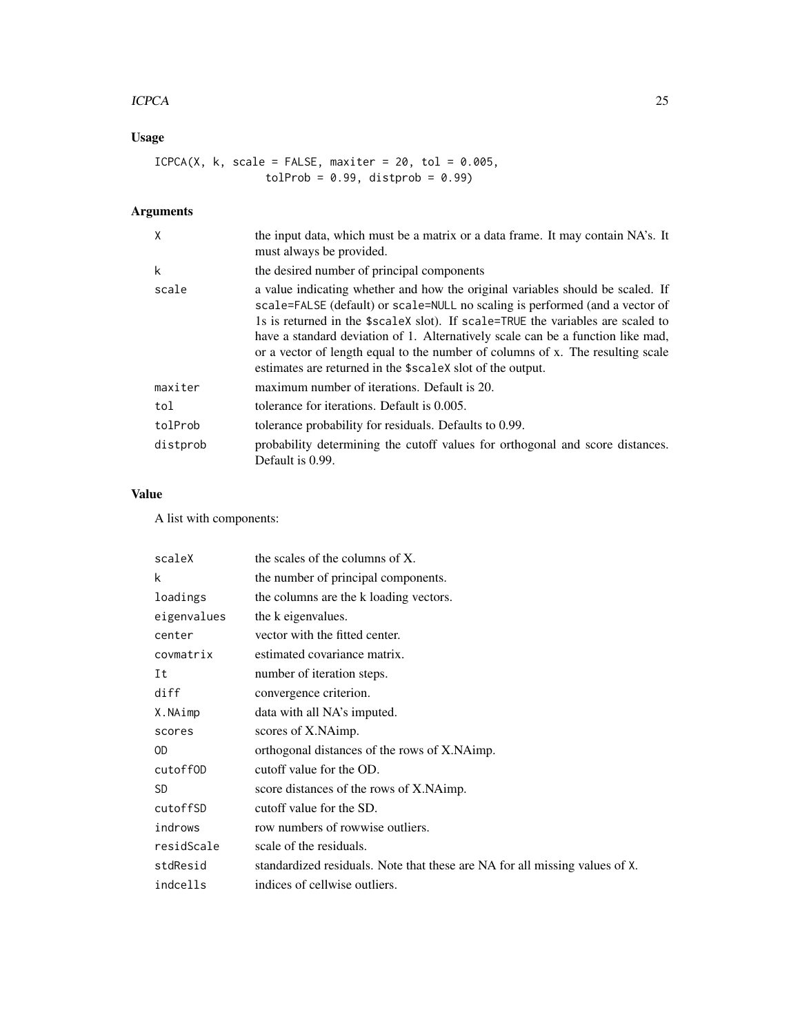## Usage

```
ICPCA(X, k, scale = FALSE, maxiter = 20, tol = 0.005,
                 tolProb = 0.99, distprob = 0.99)
```

## Arguments

| | |
|---|---|
| `X` | the input data, which must be a matrix or a data frame. It may contain NA's. It must always be provided. |
| `k` | the desired number of principal components |
| `scale` | a value indicating whether and how the original variables should be scaled. If `scale=FALSE` (default) or `scale=NULL` no scaling is performed (and a vector of 1s is returned in the `$scaleX` slot). If `scale=TRUE` the variables are scaled to have a standard deviation of 1. Alternatively scale can be a function like mad, or a vector of length equal to the number of columns of x. The resulting scale estimates are returned in the `$scaleX` slot of the output. |
| `maxiter` | maximum number of iterations. Default is 20. |
| `tol` | tolerance for iterations. Default is 0.005. |
| `tolProb` | tolerance probability for residuals. Defaults to 0.99. |
| `distprob` | probability determining the cutoff values for orthogonal and score distances. Default is 0.99. |

## Value

A list with components:

| | |
|---|---|
| `scaleX` | the scales of the columns of X. |
| `k` | the number of principal components. |
| `loadings` | the columns are the k loading vectors. |
| `eigenvalues` | the k eigenvalues. |
| `center` | vector with the fitted center. |
| `covmatrix` | estimated covariance matrix. |
| `It` | number of iteration steps. |
| `diff` | convergence criterion. |
| `X.NAimp` | data with all NA's imputed. |
| `scores` | scores of X.NAimp. |
| `OD` | orthogonal distances of the rows of X.NAimp. |
| `cutoffOD` | cutoff value for the OD. |
| `SD` | score distances of the rows of X.NAimp. |
| `cutoffSD` | cutoff value for the SD. |
| `indrows` | row numbers of rowwise outliers. |
| `residScale` | scale of the residuals. |
| `stdResid` | standardized residuals. Note that these are NA for all missing values of `X`. |
| `indcells` | indices of cellwise outliers. |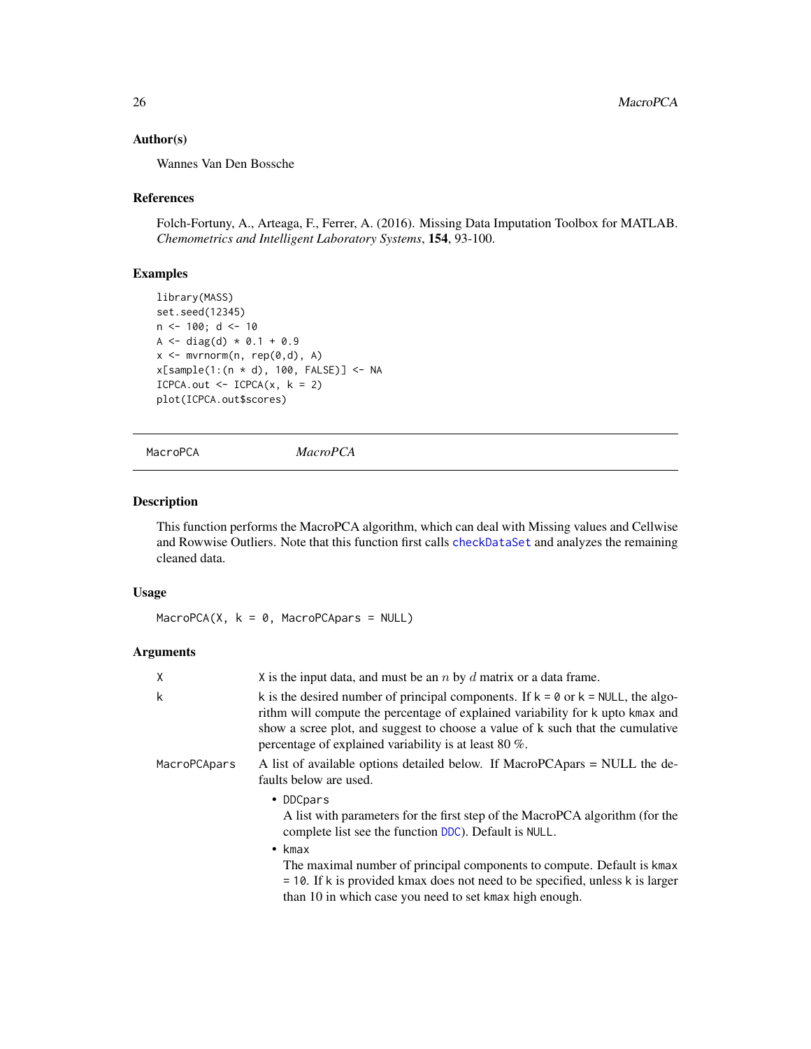### Author(s)

Wannes Van Den Bossche

### References

Folch-Fortuny, A., Arteaga, F., Ferrer, A. (2016). Missing Data Imputation Toolbox for MATLAB. *Chemometrics and Intelligent Laboratory Systems*, **154**, 93-100.

### Examples

```
library(MASS)
set.seed(12345)
n <- 100; d <- 10
A <- diag(d) * 0.1 + 0.9
x <- mvrnorm(n, rep(0,d), A)
x[sample(1:(n * d), 100, FALSE)] <- NA
ICPCA.out <- ICPCA(x, k = 2)
plot(ICPCA.out$scores)
```

---

## MacroPCA *MacroPCA*

### Description

This function performs the MacroPCA algorithm, which can deal with Missing values and Cellwise and Rowwise Outliers. Note that this function first calls checkDataSet and analyzes the remaining cleaned data.

### Usage

```
MacroPCA(X, k = 0, MacroPCApars = NULL)
```

### Arguments

| | |
|---|---|
| X | X is the input data, and must be an $n$ by $d$ matrix or a data frame. |
| k | k is the desired number of principal components. If k = 0 or k = NULL, the algorithm will compute the percentage of explained variability for k upto kmax and show a scree plot, and suggest to choose a value of k such that the cumulative percentage of explained variability is at least 80 %. |
| MacroPCApars | A list of available options detailed below. If MacroPCApars = NULL the defaults below are used. |

- `DDCpars`
  A list with parameters for the first step of the MacroPCA algorithm (for the complete list see the function DDC). Default is NULL.
- `kmax`
  The maximal number of principal components to compute. Default is kmax = 10. If k is provided kmax does not need to be specified, unless k is larger than 10 in which case you need to set kmax high enough.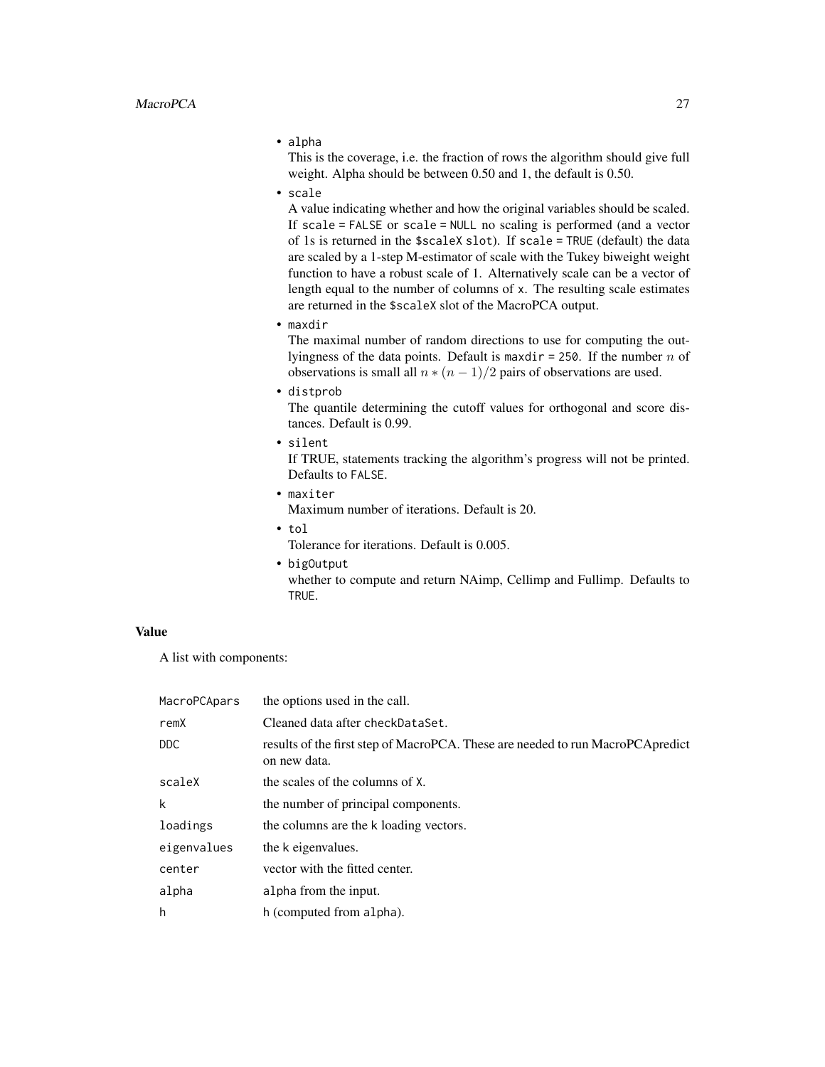- `alpha`

  This is the coverage, i.e. the fraction of rows the algorithm should give full weight. Alpha should be between 0.50 and 1, the default is 0.50.

- `scale`

  A value indicating whether and how the original variables should be scaled. If `scale = FALSE` or `scale = NULL` no scaling is performed (and a vector of 1s is returned in the `$scaleX` slot). If `scale = TRUE` (default) the data are scaled by a 1-step M-estimator of scale with the Tukey biweight weight function to have a robust scale of 1. Alternatively scale can be a vector of length equal to the number of columns of `x`. The resulting scale estimates are returned in the `$scaleX` slot of the MacroPCA output.

- `maxdir`

  The maximal number of random directions to use for computing the outlyingness of the data points. Default is `maxdir = 250`. If the number $n$ of observations is small all $n*(n-1)/2$ pairs of observations are used.

- `distprob`

  The quantile determining the cutoff values for orthogonal and score distances. Default is 0.99.

- `silent`

  If TRUE, statements tracking the algorithm's progress will not be printed. Defaults to `FALSE`.

- `maxiter`

  Maximum number of iterations. Default is 20.

- `tol`

  Tolerance for iterations. Default is 0.005.

- `bigOutput`

  whether to compute and return NAimp, Cellimp and Fullimp. Defaults to `TRUE`.

## Value

A list with components:

| | |
|---|---|
| `MacroPCApars` | the options used in the call. |
| `remX` | Cleaned data after `checkDataSet`. |
| `DDC` | results of the first step of MacroPCA. These are needed to run MacroPCApredict on new data. |
| `scaleX` | the scales of the columns of `X`. |
| `k` | the number of principal components. |
| `loadings` | the columns are the `k` loading vectors. |
| `eigenvalues` | the `k` eigenvalues. |
| `center` | vector with the fitted center. |
| `alpha` | `alpha` from the input. |
| `h` | `h` (computed from `alpha`). |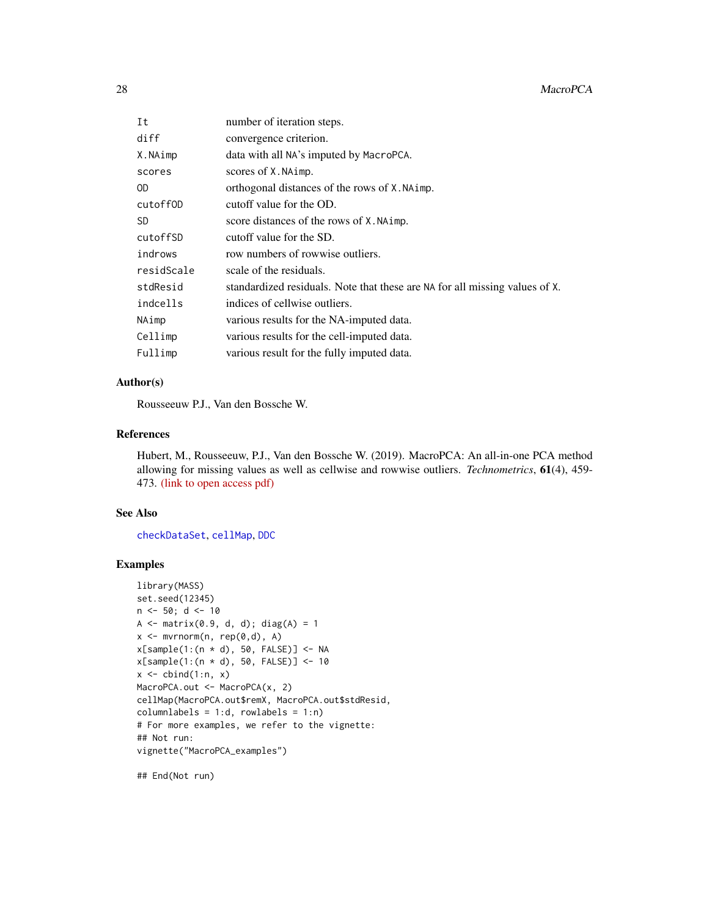| | |
|---|---|
| `It` | number of iteration steps. |
| `diff` | convergence criterion. |
| `X.NAimp` | data with all `NA`'s imputed by `MacroPCA`. |
| `scores` | scores of `X.NAimp`. |
| `OD` | orthogonal distances of the rows of `X.NAimp`. |
| `cutoffOD` | cutoff value for the OD. |
| `SD` | score distances of the rows of `X.NAimp`. |
| `cutoffSD` | cutoff value for the SD. |
| `indrows` | row numbers of rowwise outliers. |
| `residScale` | scale of the residuals. |
| `stdResid` | standardized residuals. Note that these are `NA` for all missing values of `X`. |
| `indcells` | indices of cellwise outliers. |
| `NAimp` | various results for the NA-imputed data. |
| `Cellimp` | various results for the cell-imputed data. |
| `Fullimp` | various result for the fully imputed data. |

## Author(s)

Rousseeuw P.J., Van den Bossche W.

## References

Hubert, M., Rousseeuw, P.J., Van den Bossche W. (2019). MacroPCA: An all-in-one PCA method allowing for missing values as well as cellwise and rowwise outliers. *Technometrics*, **61**(4), 459-473. (link to open access pdf)

## See Also

`checkDataSet`, `cellMap`, `DDC`

## Examples

```
library(MASS)
set.seed(12345)
n <- 50; d <- 10
A <- matrix(0.9, d, d); diag(A) = 1
x <- mvrnorm(n, rep(0,d), A)
x[sample(1:(n * d), 50, FALSE)] <- NA
x[sample(1:(n * d), 50, FALSE)] <- 10
x <- cbind(1:n, x)
MacroPCA.out <- MacroPCA(x, 2)
cellMap(MacroPCA.out$remX, MacroPCA.out$stdResid,
columnlabels = 1:d, rowlabels = 1:n)
# For more examples, we refer to the vignette:
## Not run:
vignette("MacroPCA_examples")

## End(Not run)
```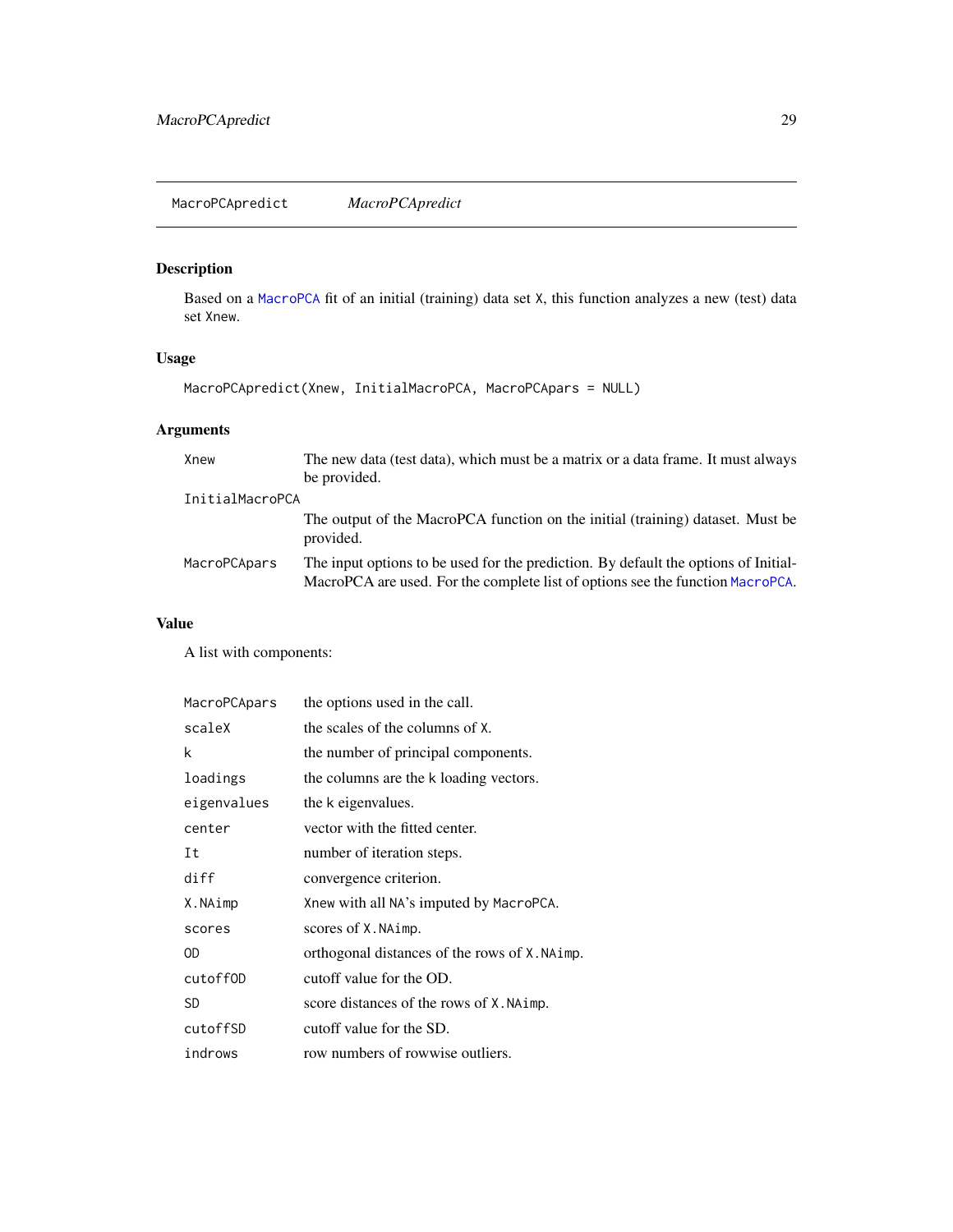MacroPCApredict — *MacroPCApredict*

## Description

Based on a MacroPCA fit of an initial (training) data set X, this function analyzes a new (test) data set Xnew.

## Usage

```
MacroPCApredict(Xnew, InitialMacroPCA, MacroPCApars = NULL)
```

## Arguments

| | |
|---|---|
| Xnew | The new data (test data), which must be a matrix or a data frame. It must always be provided. |
| InitialMacroPCA | The output of the MacroPCA function on the initial (training) dataset. Must be provided. |
| MacroPCApars | The input options to be used for the prediction. By default the options of InitialMacroPCA are used. For the complete list of options see the function MacroPCA. |

## Value

A list with components:

| | |
|---|---|
| MacroPCApars | the options used in the call. |
| scaleX | the scales of the columns of X. |
| k | the number of principal components. |
| loadings | the columns are the k loading vectors. |
| eigenvalues | the k eigenvalues. |
| center | vector with the fitted center. |
| It | number of iteration steps. |
| diff | convergence criterion. |
| X.NAimp | Xnew with all NA's imputed by MacroPCA. |
| scores | scores of X.NAimp. |
| OD | orthogonal distances of the rows of X.NAimp. |
| cutoffOD | cutoff value for the OD. |
| SD | score distances of the rows of X.NAimp. |
| cutoffSD | cutoff value for the SD. |
| indrows | row numbers of rowwise outliers. |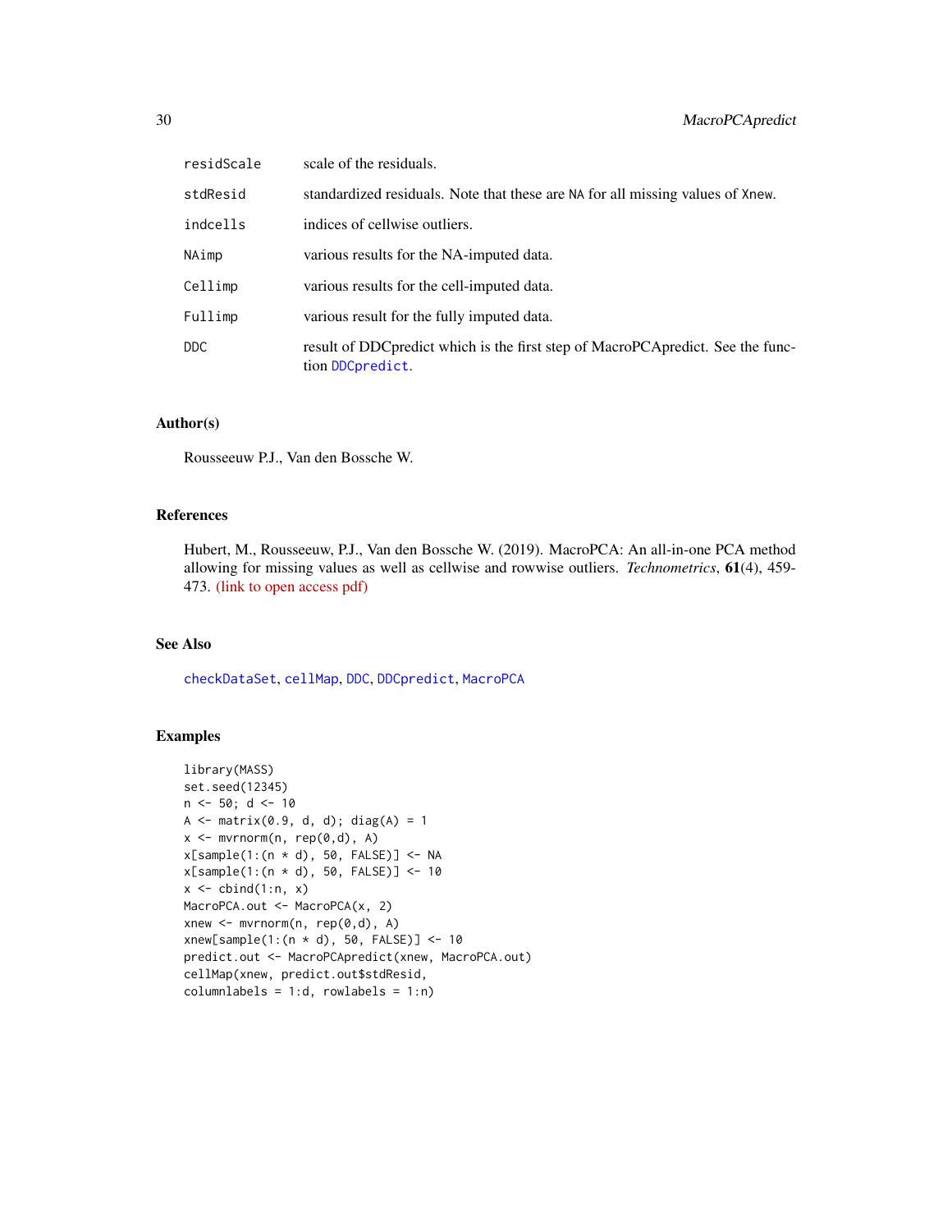| | |
|---|---|
| residScale | scale of the residuals. |
| stdResid | standardized residuals. Note that these are NA for all missing values of Xnew. |
| indcells | indices of cellwise outliers. |
| NAimp | various results for the NA-imputed data. |
| Cellimp | various results for the cell-imputed data. |
| Fullimp | various result for the fully imputed data. |
| DDC | result of DDCpredict which is the first step of MacroPCApredict. See the function DDCpredict. |

## Author(s)

Rousseeuw P.J., Van den Bossche W.

## References

Hubert, M., Rousseeuw, P.J., Van den Bossche W. (2019). MacroPCA: An all-in-one PCA method allowing for missing values as well as cellwise and rowwise outliers. *Technometrics*, **61**(4), 459-473. (link to open access pdf)

## See Also

checkDataSet, cellMap, DDC, DDCpredict, MacroPCA

## Examples

```
library(MASS)
set.seed(12345)
n <- 50; d <- 10
A <- matrix(0.9, d, d); diag(A) = 1
x <- mvrnorm(n, rep(0,d), A)
x[sample(1:(n * d), 50, FALSE)] <- NA
x[sample(1:(n * d), 50, FALSE)] <- 10
x <- cbind(1:n, x)
MacroPCA.out <- MacroPCA(x, 2)
xnew <- mvrnorm(n, rep(0,d), A)
xnew[sample(1:(n * d), 50, FALSE)] <- 10
predict.out <- MacroPCApredict(xnew, MacroPCA.out)
cellMap(xnew, predict.out$stdResid,
columnlabels = 1:d, rowlabels = 1:n)
```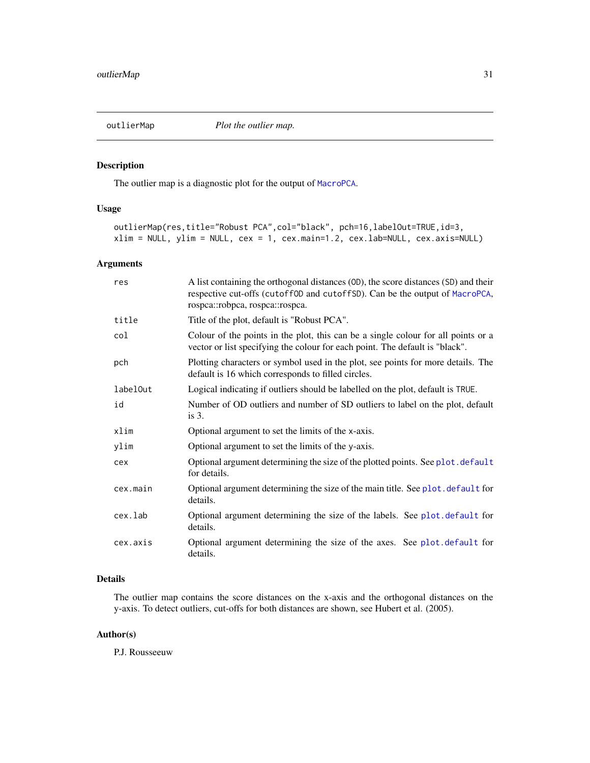## outlierMap *Plot the outlier map.*

### Description

The outlier map is a diagnostic plot for the output of MacroPCA.

### Usage

```
outlierMap(res,title="Robust PCA",col="black", pch=16,labelOut=TRUE,id=3,
xlim = NULL, ylim = NULL, cex = 1, cex.main=1.2, cex.lab=NULL, cex.axis=NULL)
```

### Arguments

| | |
|---|---|
| res | A list containing the orthogonal distances (OD), the score distances (SD) and their respective cut-offs (cutoffOD and cutoffSD). Can be the output of MacroPCA, rospca::robpca, rospca::rospca. |
| title | Title of the plot, default is "Robust PCA". |
| col | Colour of the points in the plot, this can be a single colour for all points or a vector or list specifying the colour for each point. The default is "black". |
| pch | Plotting characters or symbol used in the plot, see points for more details. The default is 16 which corresponds to filled circles. |
| labelOut | Logical indicating if outliers should be labelled on the plot, default is TRUE. |
| id | Number of OD outliers and number of SD outliers to label on the plot, default is 3. |
| xlim | Optional argument to set the limits of the x-axis. |
| ylim | Optional argument to set the limits of the y-axis. |
| cex | Optional argument determining the size of the plotted points. See plot.default for details. |
| cex.main | Optional argument determining the size of the main title. See plot.default for details. |
| cex.lab | Optional argument determining the size of the labels. See plot.default for details. |
| cex.axis | Optional argument determining the size of the axes. See plot.default for details. |

### Details

The outlier map contains the score distances on the x-axis and the orthogonal distances on the y-axis. To detect outliers, cut-offs for both distances are shown, see Hubert et al. (2005).

### Author(s)

P.J. Rousseeuw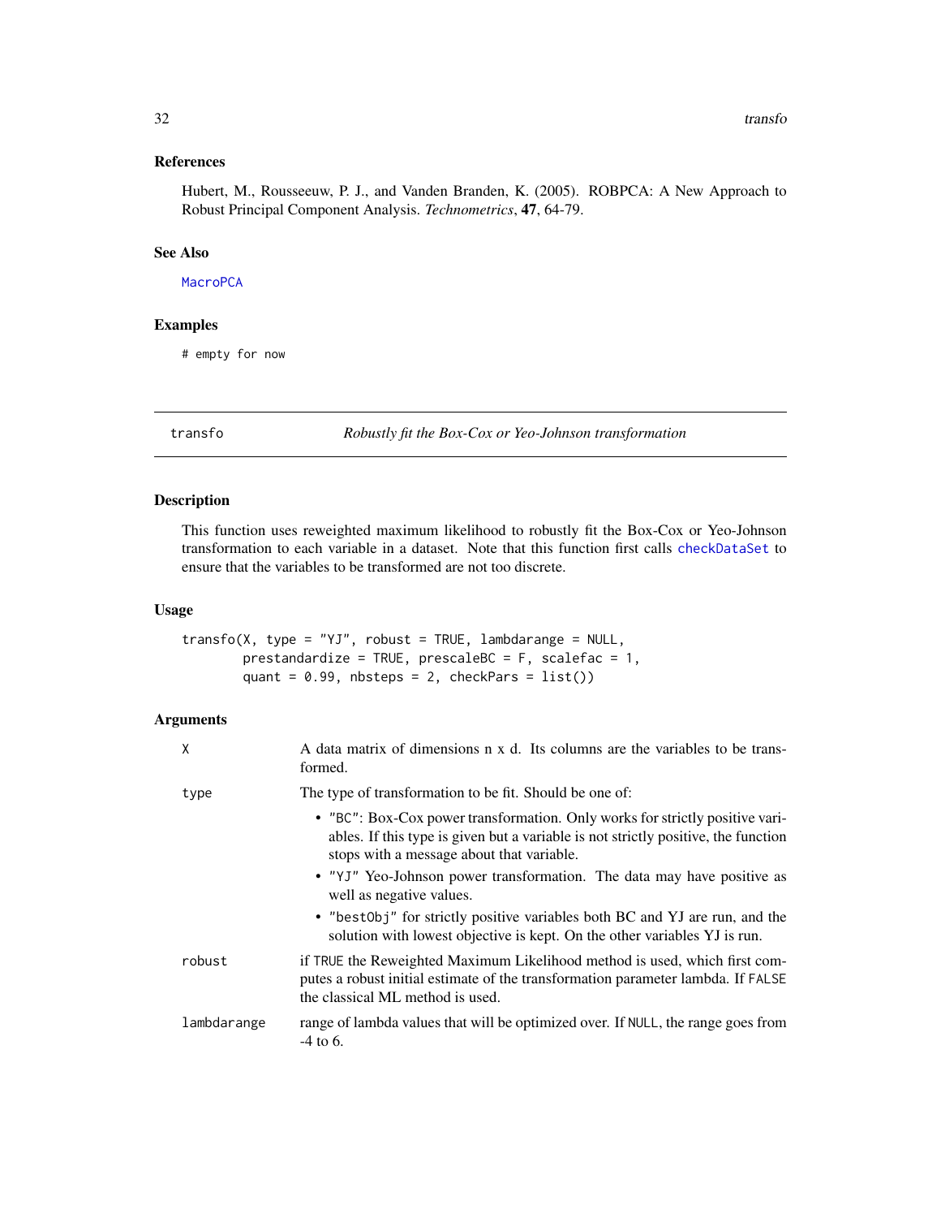## References

Hubert, M., Rousseeuw, P. J., and Vanden Branden, K. (2005). ROBPCA: A New Approach to Robust Principal Component Analysis. *Technometrics*, **47**, 64-79.

## See Also

MacroPCA

## Examples

```
# empty for now
```

---

# transfo — *Robustly fit the Box-Cox or Yeo-Johnson transformation*

## Description

This function uses reweighted maximum likelihood to robustly fit the Box-Cox or Yeo-Johnson transformation to each variable in a dataset. Note that this function first calls checkDataSet to ensure that the variables to be transformed are not too discrete.

## Usage

```
transfo(X, type = "YJ", robust = TRUE, lambdarange = NULL,
        prestandardize = TRUE, prescaleBC = F, scalefac = 1,
        quant = 0.99, nbsteps = 2, checkPars = list())
```

## Arguments

`X` — A data matrix of dimensions n x d. Its columns are the variables to be transformed.

`type` — The type of transformation to be fit. Should be one of:

- "BC": Box-Cox power transformation. Only works for strictly positive variables. If this type is given but a variable is not strictly positive, the function stops with a message about that variable.
- "YJ" Yeo-Johnson power transformation. The data may have positive as well as negative values.
- "bestObj" for strictly positive variables both BC and YJ are run, and the solution with lowest objective is kept. On the other variables YJ is run.

`robust` — if TRUE the Reweighted Maximum Likelihood method is used, which first computes a robust initial estimate of the transformation parameter lambda. If FALSE the classical ML method is used.

`lambdarange` — range of lambda values that will be optimized over. If NULL, the range goes from -4 to 6.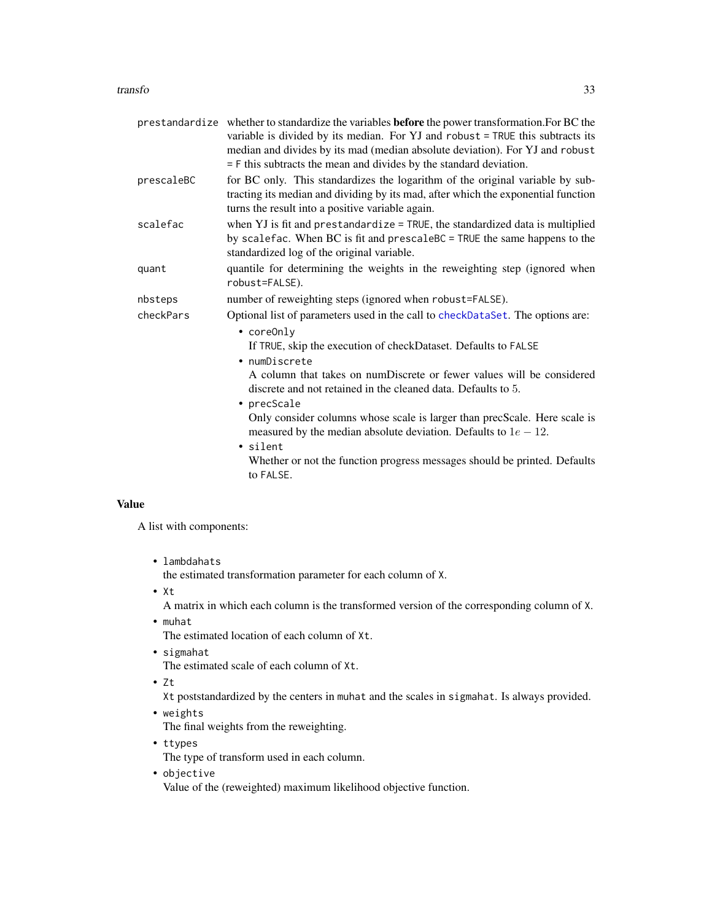| | |
|---|---|
| `prestandardize` | whether to standardize the variables **before** the power transformation.For BC the variable is divided by its median. For YJ and `robust = TRUE` this subtracts its median and divides by its mad (median absolute deviation). For YJ and `robust = F` this subtracts the mean and divides by the standard deviation. |
| `prescaleBC` | for BC only. This standardizes the logarithm of the original variable by subtracting its median and dividing by its mad, after which the exponential function turns the result into a positive variable again. |
| `scalefac` | when YJ is fit and `prestandardize = TRUE`, the standardized data is multiplied by `scalefac`. When BC is fit and `prescaleBC = TRUE` the same happens to the standardized log of the original variable. |
| `quant` | quantile for determining the weights in the reweighting step (ignored when `robust=FALSE`). |
| `nbsteps` | number of reweighting steps (ignored when `robust=FALSE`). |
| `checkPars` | Optional list of parameters used in the call to `checkDataSet`. The options are:<br>• `coreOnly`<br>If `TRUE`, skip the execution of checkDataset. Defaults to `FALSE`<br>• `numDiscrete`<br>A column that takes on numDiscrete or fewer values will be considered discrete and not retained in the cleaned data. Defaults to 5.<br>• `precScale`<br>Only consider columns whose scale is larger than precScale. Here scale is measured by the median absolute deviation. Defaults to $1e-12$.<br>• `silent`<br>Whether or not the function progress messages should be printed. Defaults to `FALSE`. |

## Value

A list with components:

- `lambdahats`
  the estimated transformation parameter for each column of `X`.
- `Xt`
  A matrix in which each column is the transformed version of the corresponding column of `X`.
- `muhat`
  The estimated location of each column of `Xt`.
- `sigmahat`
  The estimated scale of each column of `Xt`.
- `Zt`
  `Xt` poststandardized by the centers in `muhat` and the scales in `sigmahat`. Is always provided.
- `weights`
  The final weights from the reweighting.
- `ttypes`
  The type of transform used in each column.
- `objective`
  Value of the (reweighted) maximum likelihood objective function.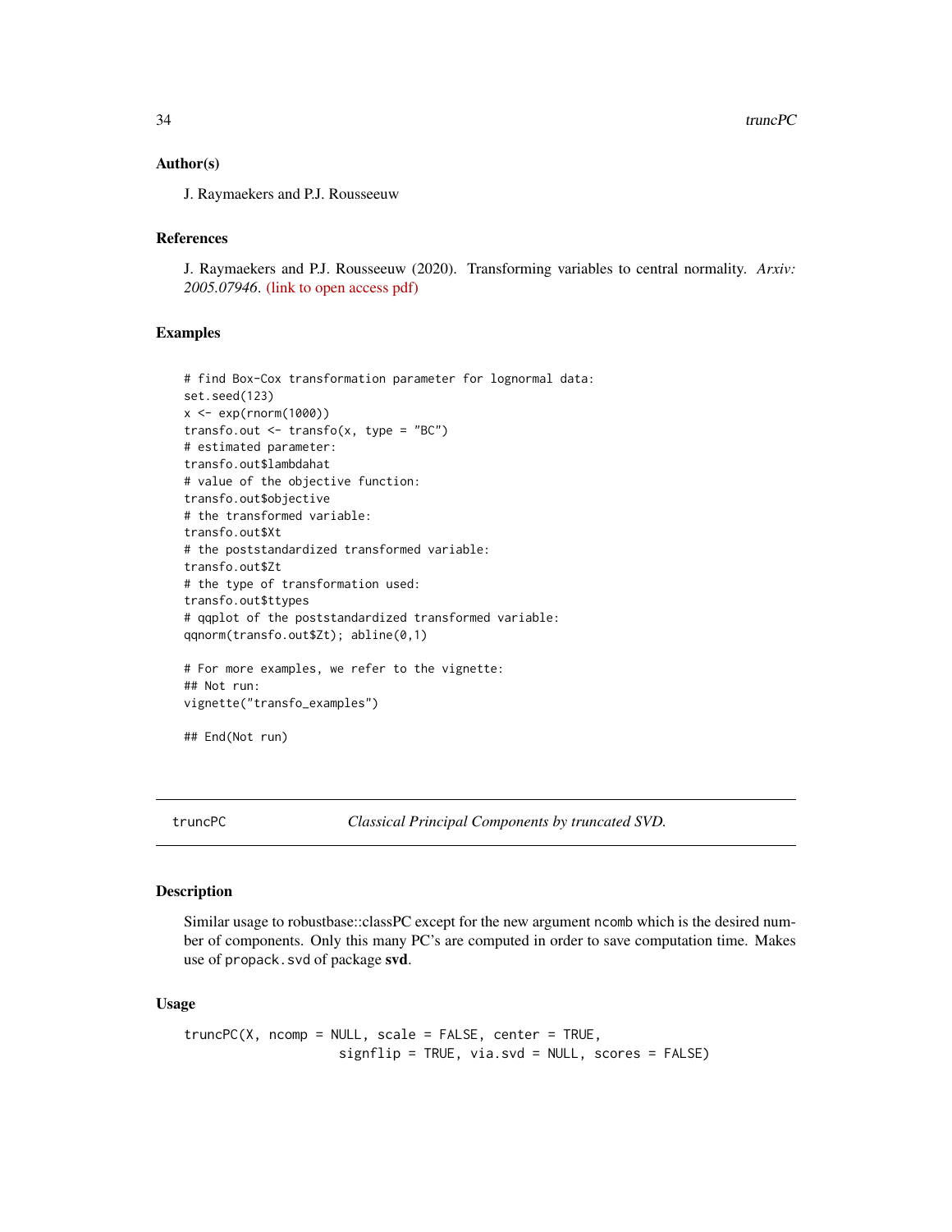### Author(s)

J. Raymaekers and P.J. Rousseeuw

### References

J. Raymaekers and P.J. Rousseeuw (2020). Transforming variables to central normality. *Arxiv: 2005.07946*. (link to open access pdf)

### Examples

```
# find Box-Cox transformation parameter for lognormal data:
set.seed(123)
x <- exp(rnorm(1000))
transfo.out <- transfo(x, type = "BC")
# estimated parameter:
transfo.out$lambdahat
# value of the objective function:
transfo.out$objective
# the transformed variable:
transfo.out$Xt
# the poststandardized transformed variable:
transfo.out$Zt
# the type of transformation used:
transfo.out$ttypes
# qqplot of the poststandardized transformed variable:
qqnorm(transfo.out$Zt); abline(0,1)

# For more examples, we refer to the vignette:
## Not run:
vignette("transfo_examples")

## End(Not run)
```

---

## truncPC — *Classical Principal Components by truncated SVD.*

### Description

Similar usage to robustbase::classPC except for the new argument ncomb which is the desired number of components. Only this many PC's are computed in order to save computation time. Makes use of propack.svd of package **svd**.

### Usage

```
truncPC(X, ncomp = NULL, scale = FALSE, center = TRUE,
                    signflip = TRUE, via.svd = NULL, scores = FALSE)
```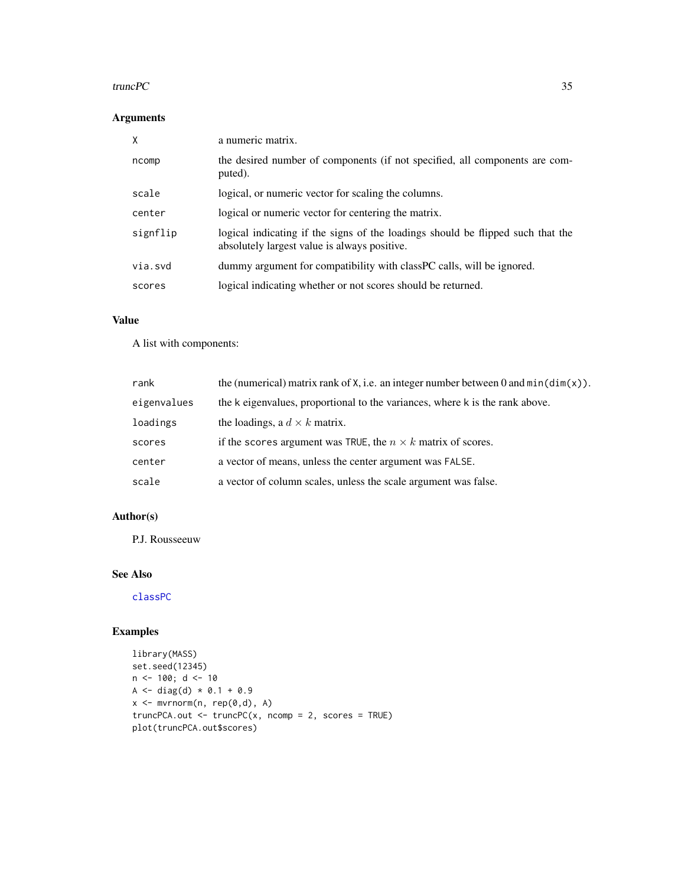## Arguments

| | |
|---|---|
| X | a numeric matrix. |
| ncomp | the desired number of components (if not specified, all components are computed). |
| scale | logical, or numeric vector for scaling the columns. |
| center | logical or numeric vector for centering the matrix. |
| signflip | logical indicating if the signs of the loadings should be flipped such that the absolutely largest value is always positive. |
| via.svd | dummy argument for compatibility with classPC calls, will be ignored. |
| scores | logical indicating whether or not scores should be returned. |

## Value

A list with components:

| | |
|---|---|
| rank | the (numerical) matrix rank of X, i.e. an integer number between 0 and min(dim(x)). |
| eigenvalues | the k eigenvalues, proportional to the variances, where k is the rank above. |
| loadings | the loadings, a $d \times k$ matrix. |
| scores | if the scores argument was TRUE, the $n \times k$ matrix of scores. |
| center | a vector of means, unless the center argument was FALSE. |
| scale | a vector of column scales, unless the scale argument was false. |

## Author(s)

P.J. Rousseeuw

## See Also

classPC

## Examples

```
library(MASS)
set.seed(12345)
n <- 100; d <- 10
A <- diag(d) * 0.1 + 0.9
x <- mvrnorm(n, rep(0,d), A)
truncPCA.out <- truncPC(x, ncomp = 2, scores = TRUE)
plot(truncPCA.out$scores)
```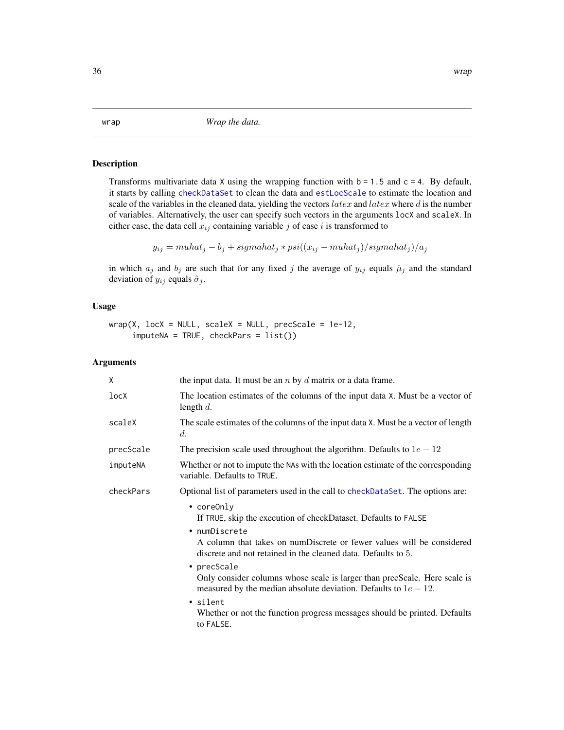# wrap — *Wrap the data.*

## Description

Transforms multivariate data X using the wrapping function with b = 1.5 and c = 4. By default, it starts by calling checkDataSet to clean the data and estLocScale to estimate the location and scale of the variables in the cleaned data, yielding the vectors $latex$ and $latex$ where $d$ is the number of variables. Alternatively, the user can specify such vectors in the arguments locX and scaleX. In either case, the data cell $x_{ij}$ containing variable $j$ of case $i$ is transformed to

$$y_{ij} = muhat_j - b_j + sigmahat_j * psi((x_{ij} - muhat_j)/sigmahat_j)/a_j$$

in which $a_j$ and $b_j$ are such that for any fixed $j$ the average of $y_{ij}$ equals $\hat{\mu}_j$ and the standard deviation of $y_{ij}$ equals $\hat{\sigma}_j$.

## Usage

```
wrap(X, locX = NULL, scaleX = NULL, precScale = 1e-12,
     imputeNA = TRUE, checkPars = list())
```

## Arguments

| | |
|---|---|
| X | the input data. It must be an $n$ by $d$ matrix or a data frame. |
| locX | The location estimates of the columns of the input data X. Must be a vector of length $d$. |
| scaleX | The scale estimates of the columns of the input data X. Must be a vector of length $d$. |
| precScale | The precision scale used throughout the algorithm. Defaults to $1e-12$ |
| imputeNA | Whether or not to impute the NAs with the location estimate of the corresponding variable. Defaults to TRUE. |
| checkPars | Optional list of parameters used in the call to checkDataSet. The options are: |

- coreOnly
  If TRUE, skip the execution of checkDataset. Defaults to FALSE
- numDiscrete
  A column that takes on numDiscrete or fewer values will be considered discrete and not retained in the cleaned data. Defaults to 5.
- precScale
  Only consider columns whose scale is larger than precScale. Here scale is measured by the median absolute deviation. Defaults to $1e-12$.
- silent
  Whether or not the function progress messages should be printed. Defaults to FALSE.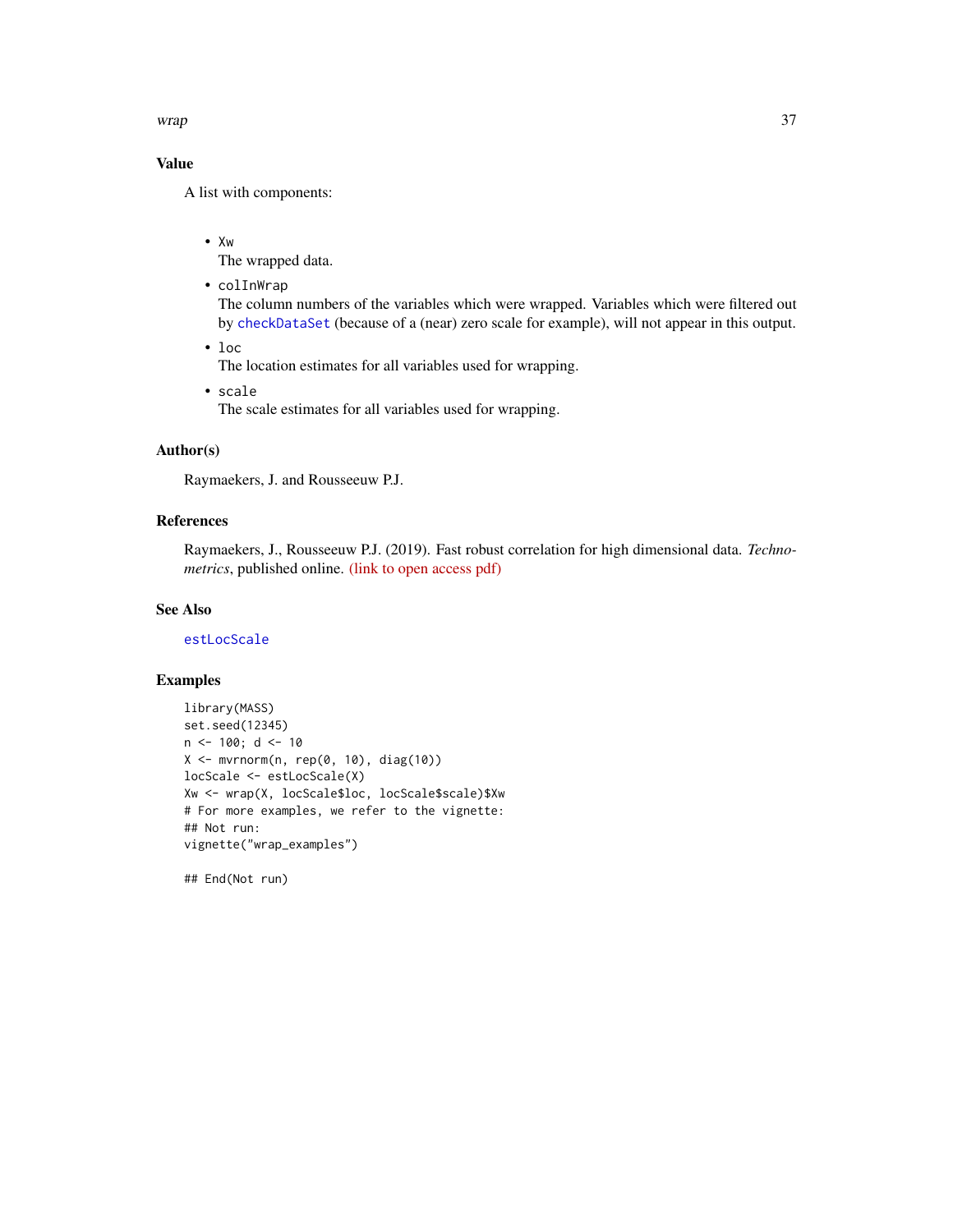### Value

A list with components:

- `Xw`
  The wrapped data.
- `colInWrap`
  The column numbers of the variables which were wrapped. Variables which were filtered out by `checkDataSet` (because of a (near) zero scale for example), will not appear in this output.
- `loc`
  The location estimates for all variables used for wrapping.
- `scale`
  The scale estimates for all variables used for wrapping.

### Author(s)

Raymaekers, J. and Rousseeuw P.J.

### References

Raymaekers, J., Rousseeuw P.J. (2019). Fast robust correlation for high dimensional data. *Technometrics*, published online. (link to open access pdf)

### See Also

`estLocScale`

### Examples

```
library(MASS)
set.seed(12345)
n <- 100; d <- 10
X <- mvrnorm(n, rep(0, 10), diag(10))
locScale <- estLocScale(X)
Xw <- wrap(X, locScale$loc, locScale$scale)$Xw
# For more examples, we refer to the vignette:
## Not run:
vignette("wrap_examples")

## End(Not run)
```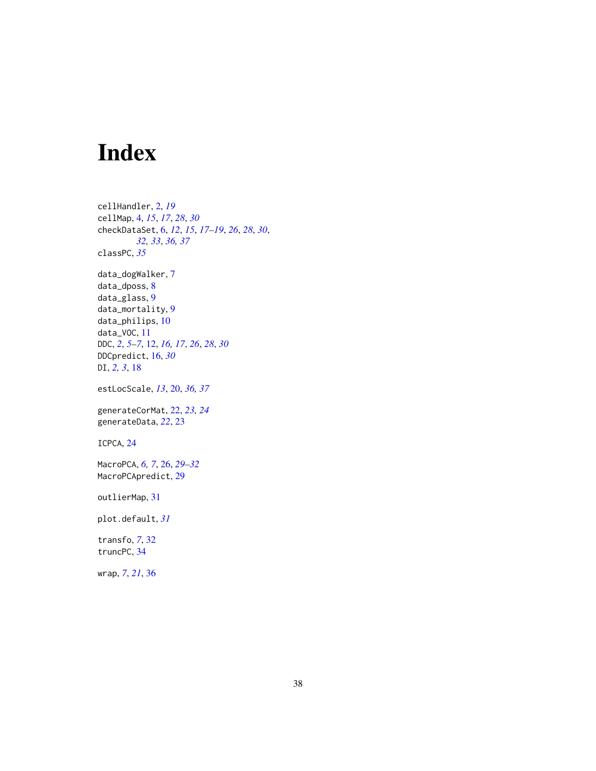# Index

cellHandler, 2, *19*
cellMap, 4, *15*, *17*, *28*, *30*
checkDataSet, 6, *12*, *15*, *17–19*, *26*, *28*, *30*, *32, 33*, *36, 37*
classPC, *35*

data_dogWalker, 7
data_dposs, 8
data_glass, 9
data_mortality, 9
data_philips, 10
data_VOC, 11
DDC, *2*, *5–7*, 12, *16, 17*, *26*, *28*, *30*
DDCpredict, 16, *30*
DI, *2, 3*, 18

estLocScale, *13*, 20, *36, 37*

generateCorMat, 22, *23, 24*
generateData, *22*, 23

ICPCA, 24

MacroPCA, *6, 7*, 26, *29–32*
MacroPCApredict, 29

outlierMap, 31

plot.default, *31*

transfo, *7*, 32
truncPC, 34

wrap, *7*, *21*, 36